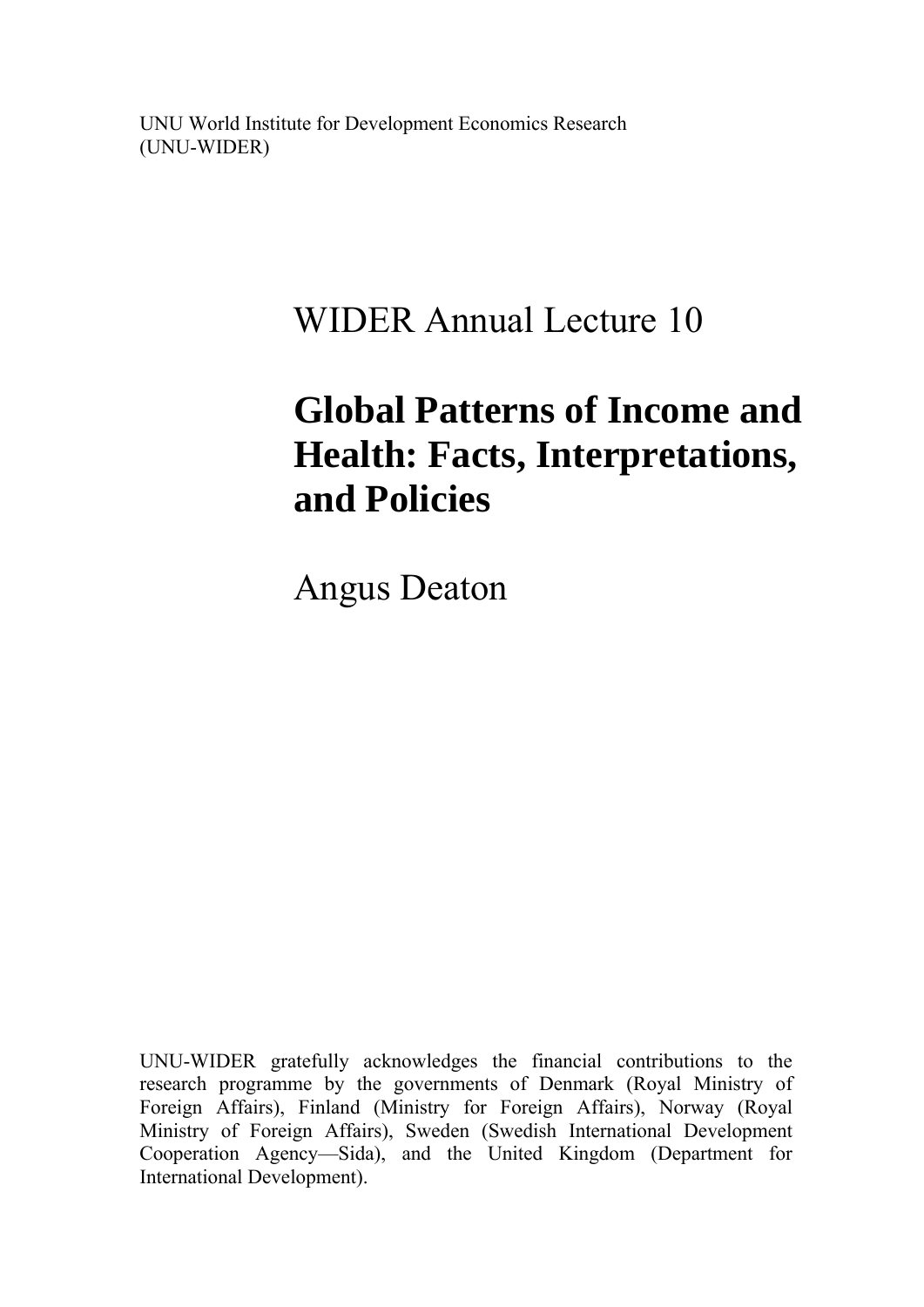UNU World Institute for Development Economics Research
(UNU-WIDER)

WIDER Annual Lecture 10

# Global Patterns of Income and Health: Facts, Interpretations, and Policies

Angus Deaton

UNU-WIDER gratefully acknowledges the financial contributions to the research programme by the governments of Denmark (Royal Ministry of Foreign Affairs), Finland (Ministry for Foreign Affairs), Norway (Royal Ministry of Foreign Affairs), Sweden (Swedish International Development Cooperation Agency—Sida), and the United Kingdom (Department for International Development).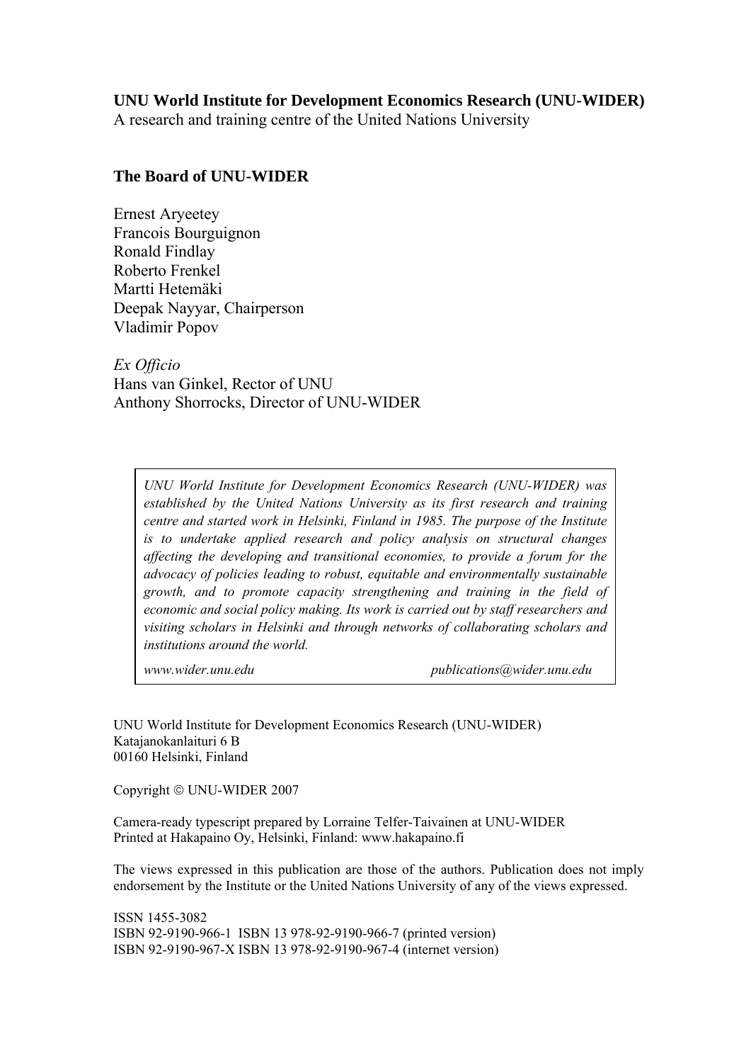**UNU World Institute for Development Economics Research (UNU-WIDER)**
A research and training centre of the United Nations University

**The Board of UNU-WIDER**

Ernest Aryeetey
Francois Bourguignon
Ronald Findlay
Roberto Frenkel
Martti Hetemäki
Deepak Nayyar, Chairperson
Vladimir Popov

*Ex Officio*
Hans van Ginkel, Rector of UNU
Anthony Shorrocks, Director of UNU-WIDER

*UNU World Institute for Development Economics Research (UNU-WIDER) was established by the United Nations University as its first research and training centre and started work in Helsinki, Finland in 1985. The purpose of the Institute is to undertake applied research and policy analysis on structural changes affecting the developing and transitional economies, to provide a forum for the advocacy of policies leading to robust, equitable and environmentally sustainable growth, and to promote capacity strengthening and training in the field of economic and social policy making. Its work is carried out by staff researchers and visiting scholars in Helsinki and through networks of collaborating scholars and institutions around the world.*

*www.wider.unu.edu* *publications@wider.unu.edu*

UNU World Institute for Development Economics Research (UNU-WIDER)
Katajanokanlaituri 6 B
00160 Helsinki, Finland

Copyright © UNU-WIDER 2007

Camera-ready typescript prepared by Lorraine Telfer-Taivainen at UNU-WIDER
Printed at Hakapaino Oy, Helsinki, Finland: www.hakapaino.fi

The views expressed in this publication are those of the authors. Publication does not imply endorsement by the Institute or the United Nations University of any of the views expressed.

ISSN 1455-3082
ISBN 92-9190-966-1 ISBN 13 978-92-9190-966-7 (printed version)
ISBN 92-9190-967-X ISBN 13 978-92-9190-967-4 (internet version)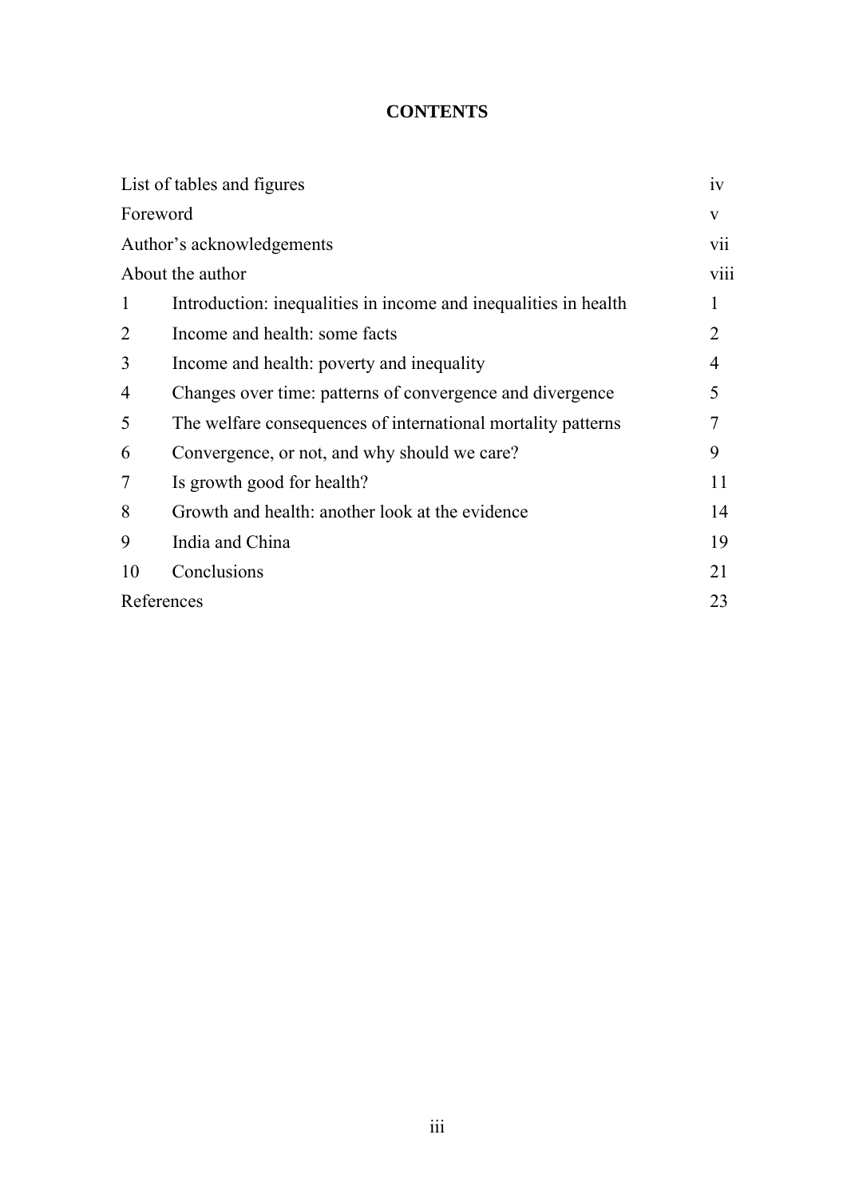# CONTENTS

| | | |
|---|---|---|
| List of tables and figures | | iv |
| Foreword | | v |
| Author's acknowledgements | | vii |
| About the author | | viii |
| 1 | Introduction: inequalities in income and inequalities in health | 1 |
| 2 | Income and health: some facts | 2 |
| 3 | Income and health: poverty and inequality | 4 |
| 4 | Changes over time: patterns of convergence and divergence | 5 |
| 5 | The welfare consequences of international mortality patterns | 7 |
| 6 | Convergence, or not, and why should we care? | 9 |
| 7 | Is growth good for health? | 11 |
| 8 | Growth and health: another look at the evidence | 14 |
| 9 | India and China | 19 |
| 10 | Conclusions | 21 |
| References | | 23 |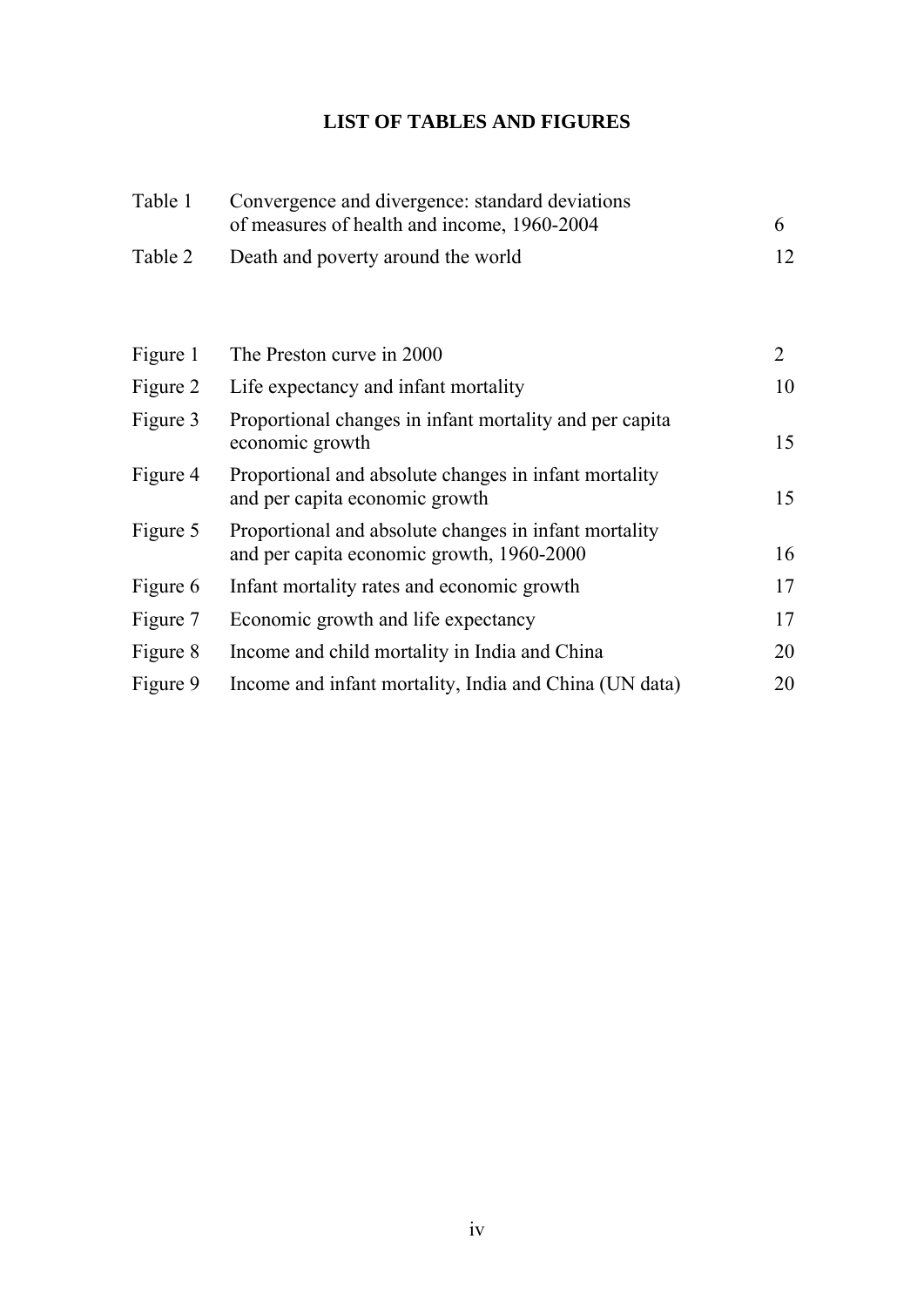# LIST OF TABLES AND FIGURES

| | | |
|---|---|---|
| Table 1 | Convergence and divergence: standard deviations of measures of health and income, 1960-2004 | 6 |
| Table 2 | Death and poverty around the world | 12 |

| | | |
|---|---|---|
| Figure 1 | The Preston curve in 2000 | 2 |
| Figure 2 | Life expectancy and infant mortality | 10 |
| Figure 3 | Proportional changes in infant mortality and per capita economic growth | 15 |
| Figure 4 | Proportional and absolute changes in infant mortality and per capita economic growth | 15 |
| Figure 5 | Proportional and absolute changes in infant mortality and per capita economic growth, 1960-2000 | 16 |
| Figure 6 | Infant mortality rates and economic growth | 17 |
| Figure 7 | Economic growth and life expectancy | 17 |
| Figure 8 | Income and child mortality in India and China | 20 |
| Figure 9 | Income and infant mortality, India and China (UN data) | 20 |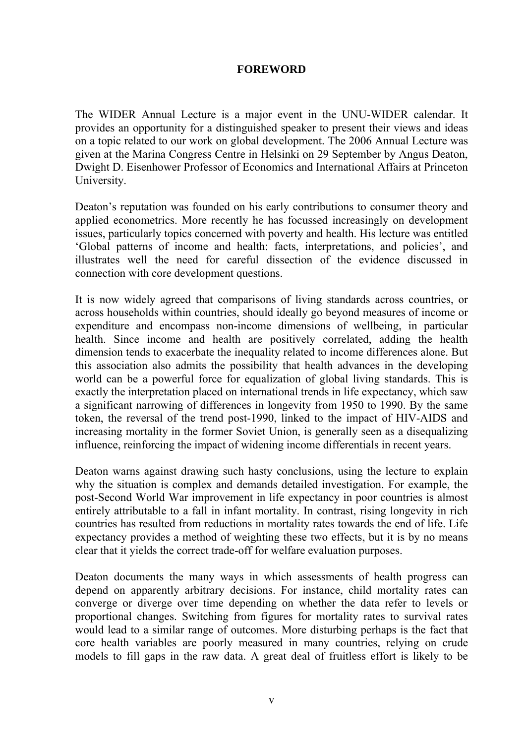# FOREWORD

The WIDER Annual Lecture is a major event in the UNU-WIDER calendar. It provides an opportunity for a distinguished speaker to present their views and ideas on a topic related to our work on global development. The 2006 Annual Lecture was given at the Marina Congress Centre in Helsinki on 29 September by Angus Deaton, Dwight D. Eisenhower Professor of Economics and International Affairs at Princeton University.

Deaton's reputation was founded on his early contributions to consumer theory and applied econometrics. More recently he has focussed increasingly on development issues, particularly topics concerned with poverty and health. His lecture was entitled 'Global patterns of income and health: facts, interpretations, and policies', and illustrates well the need for careful dissection of the evidence discussed in connection with core development questions.

It is now widely agreed that comparisons of living standards across countries, or across households within countries, should ideally go beyond measures of income or expenditure and encompass non-income dimensions of wellbeing, in particular health. Since income and health are positively correlated, adding the health dimension tends to exacerbate the inequality related to income differences alone. But this association also admits the possibility that health advances in the developing world can be a powerful force for equalization of global living standards. This is exactly the interpretation placed on international trends in life expectancy, which saw a significant narrowing of differences in longevity from 1950 to 1990. By the same token, the reversal of the trend post-1990, linked to the impact of HIV-AIDS and increasing mortality in the former Soviet Union, is generally seen as a disequalizing influence, reinforcing the impact of widening income differentials in recent years.

Deaton warns against drawing such hasty conclusions, using the lecture to explain why the situation is complex and demands detailed investigation. For example, the post-Second World War improvement in life expectancy in poor countries is almost entirely attributable to a fall in infant mortality. In contrast, rising longevity in rich countries has resulted from reductions in mortality rates towards the end of life. Life expectancy provides a method of weighting these two effects, but it is by no means clear that it yields the correct trade-off for welfare evaluation purposes.

Deaton documents the many ways in which assessments of health progress can depend on apparently arbitrary decisions. For instance, child mortality rates can converge or diverge over time depending on whether the data refer to levels or proportional changes. Switching from figures for mortality rates to survival rates would lead to a similar range of outcomes. More disturbing perhaps is the fact that core health variables are poorly measured in many countries, relying on crude models to fill gaps in the raw data. A great deal of fruitless effort is likely to be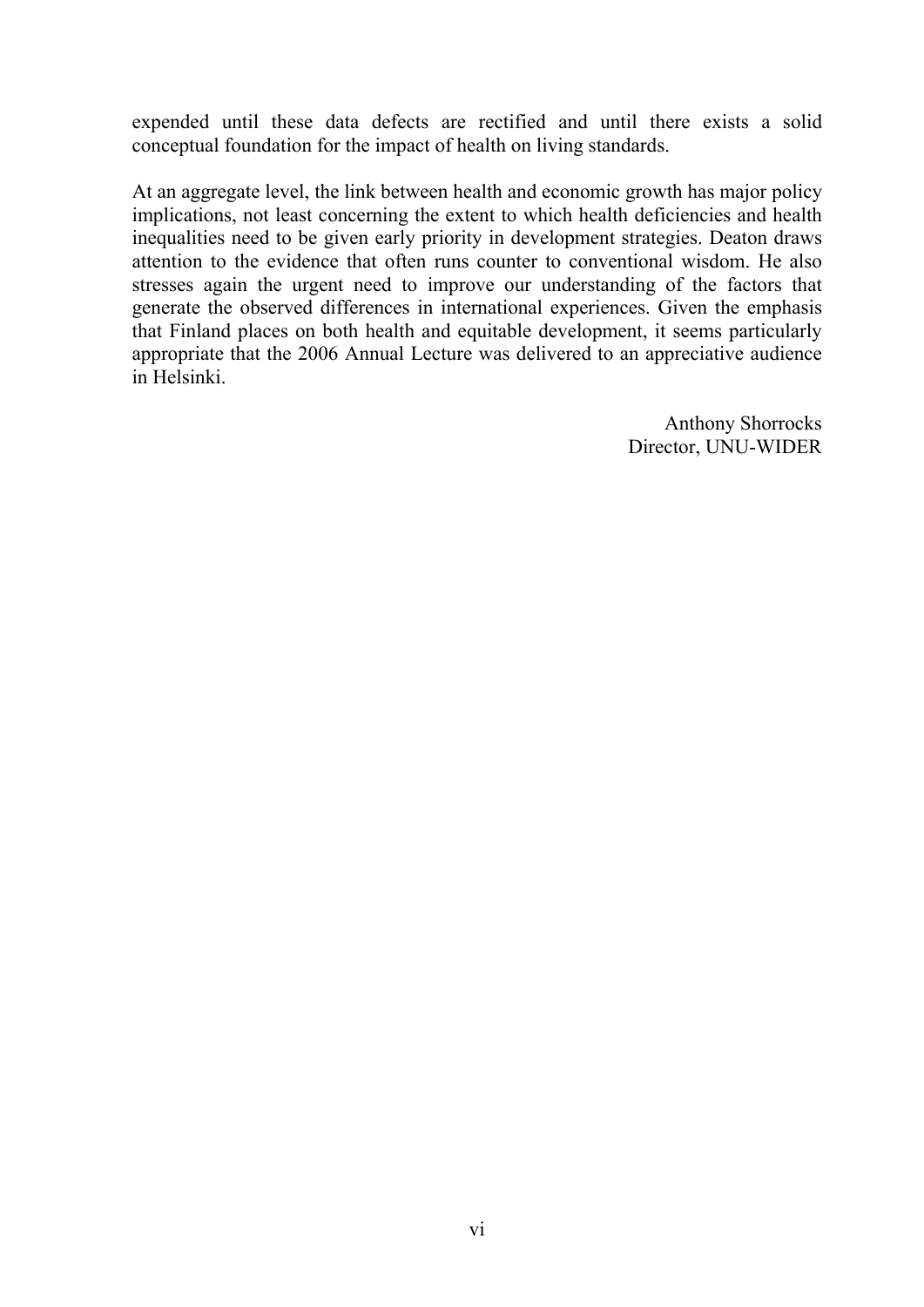expended until these data defects are rectified and until there exists a solid conceptual foundation for the impact of health on living standards.

At an aggregate level, the link between health and economic growth has major policy implications, not least concerning the extent to which health deficiencies and health inequalities need to be given early priority in development strategies. Deaton draws attention to the evidence that often runs counter to conventional wisdom. He also stresses again the urgent need to improve our understanding of the factors that generate the observed differences in international experiences. Given the emphasis that Finland places on both health and equitable development, it seems particularly appropriate that the 2006 Annual Lecture was delivered to an appreciative audience in Helsinki.

Anthony Shorrocks
Director, UNU-WIDER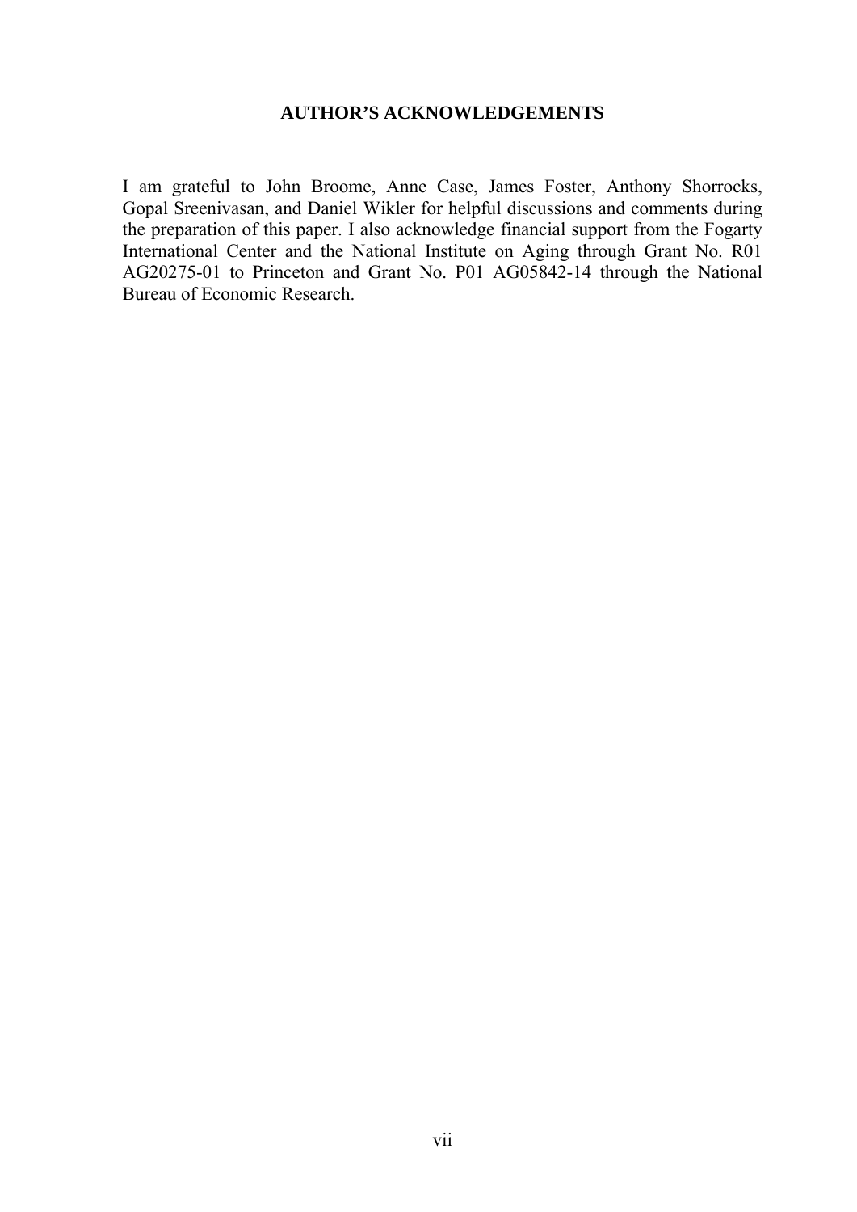## AUTHOR'S ACKNOWLEDGEMENTS

I am grateful to John Broome, Anne Case, James Foster, Anthony Shorrocks, Gopal Sreenivasan, and Daniel Wikler for helpful discussions and comments during the preparation of this paper. I also acknowledge financial support from the Fogarty International Center and the National Institute on Aging through Grant No. R01 AG20275-01 to Princeton and Grant No. P01 AG05842-14 through the National Bureau of Economic Research.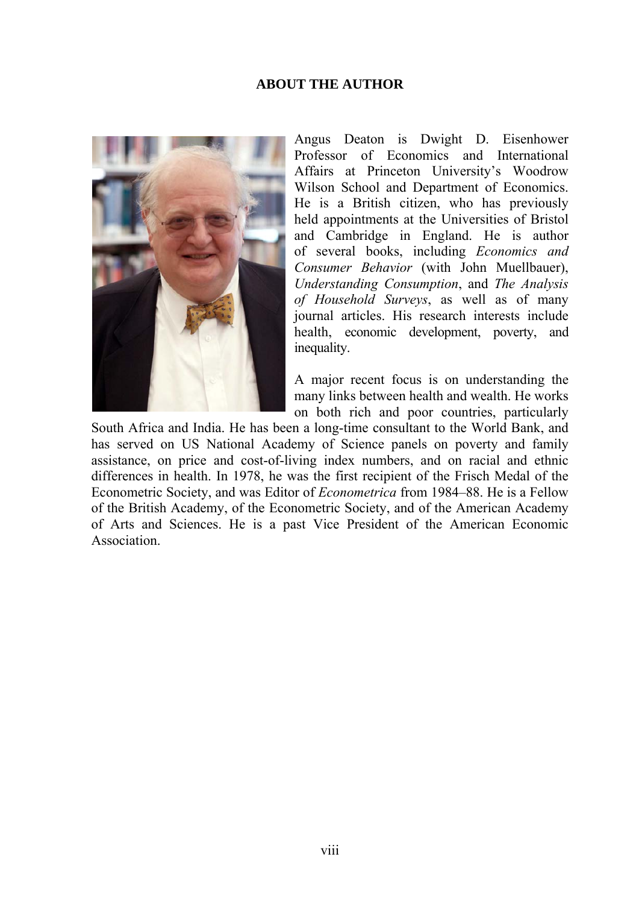## ABOUT THE AUTHOR

Angus Deaton is Dwight D. Eisenhower Professor of Economics and International Affairs at Princeton University's Woodrow Wilson School and Department of Economics. He is a British citizen, who has previously held appointments at the Universities of Bristol and Cambridge in England. He is author of several books, including *Economics and Consumer Behavior* (with John Muellbauer), *Understanding Consumption*, and *The Analysis of Household Surveys*, as well as of many journal articles. His research interests include health, economic development, poverty, and inequality.

A major recent focus is on understanding the many links between health and wealth. He works on both rich and poor countries, particularly South Africa and India. He has been a long-time consultant to the World Bank, and has served on US National Academy of Science panels on poverty and family assistance, on price and cost-of-living index numbers, and on racial and ethnic differences in health. In 1978, he was the first recipient of the Frisch Medal of the Econometric Society, and was Editor of *Econometrica* from 1984–88. He is a Fellow of the British Academy, of the Econometric Society, and of the American Academy of Arts and Sciences. He is a past Vice President of the American Economic Association.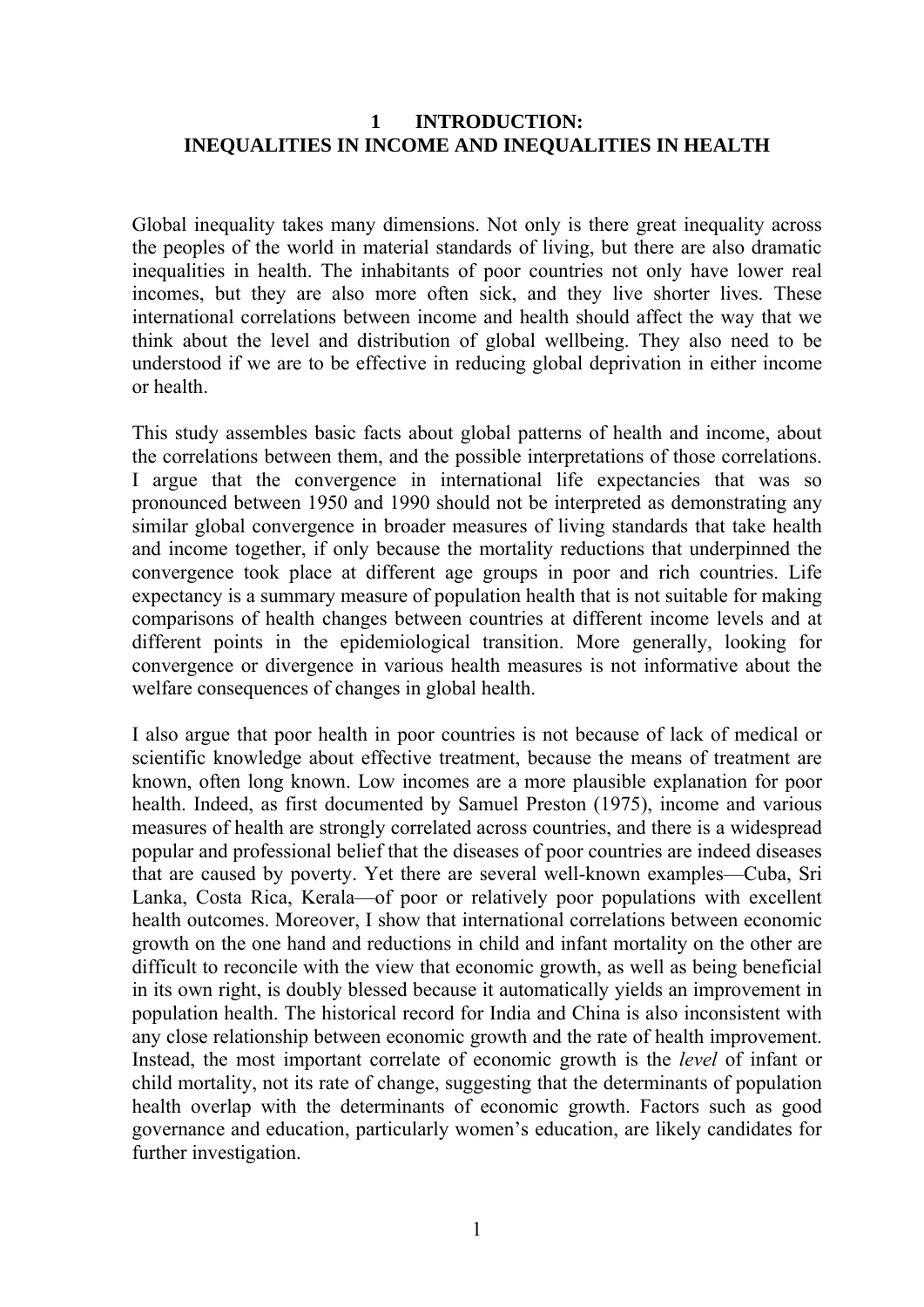# 1 INTRODUCTION: INEQUALITIES IN INCOME AND INEQUALITIES IN HEALTH

Global inequality takes many dimensions. Not only is there great inequality across the peoples of the world in material standards of living, but there are also dramatic inequalities in health. The inhabitants of poor countries not only have lower real incomes, but they are also more often sick, and they live shorter lives. These international correlations between income and health should affect the way that we think about the level and distribution of global wellbeing. They also need to be understood if we are to be effective in reducing global deprivation in either income or health.

This study assembles basic facts about global patterns of health and income, about the correlations between them, and the possible interpretations of those correlations. I argue that the convergence in international life expectancies that was so pronounced between 1950 and 1990 should not be interpreted as demonstrating any similar global convergence in broader measures of living standards that take health and income together, if only because the mortality reductions that underpinned the convergence took place at different age groups in poor and rich countries. Life expectancy is a summary measure of population health that is not suitable for making comparisons of health changes between countries at different income levels and at different points in the epidemiological transition. More generally, looking for convergence or divergence in various health measures is not informative about the welfare consequences of changes in global health.

I also argue that poor health in poor countries is not because of lack of medical or scientific knowledge about effective treatment, because the means of treatment are known, often long known. Low incomes are a more plausible explanation for poor health. Indeed, as first documented by Samuel Preston (1975), income and various measures of health are strongly correlated across countries, and there is a widespread popular and professional belief that the diseases of poor countries are indeed diseases that are caused by poverty. Yet there are several well-known examples—Cuba, Sri Lanka, Costa Rica, Kerala—of poor or relatively poor populations with excellent health outcomes. Moreover, I show that international correlations between economic growth on the one hand and reductions in child and infant mortality on the other are difficult to reconcile with the view that economic growth, as well as being beneficial in its own right, is doubly blessed because it automatically yields an improvement in population health. The historical record for India and China is also inconsistent with any close relationship between economic growth and the rate of health improvement. Instead, the most important correlate of economic growth is the *level* of infant or child mortality, not its rate of change, suggesting that the determinants of population health overlap with the determinants of economic growth. Factors such as good governance and education, particularly women's education, are likely candidates for further investigation.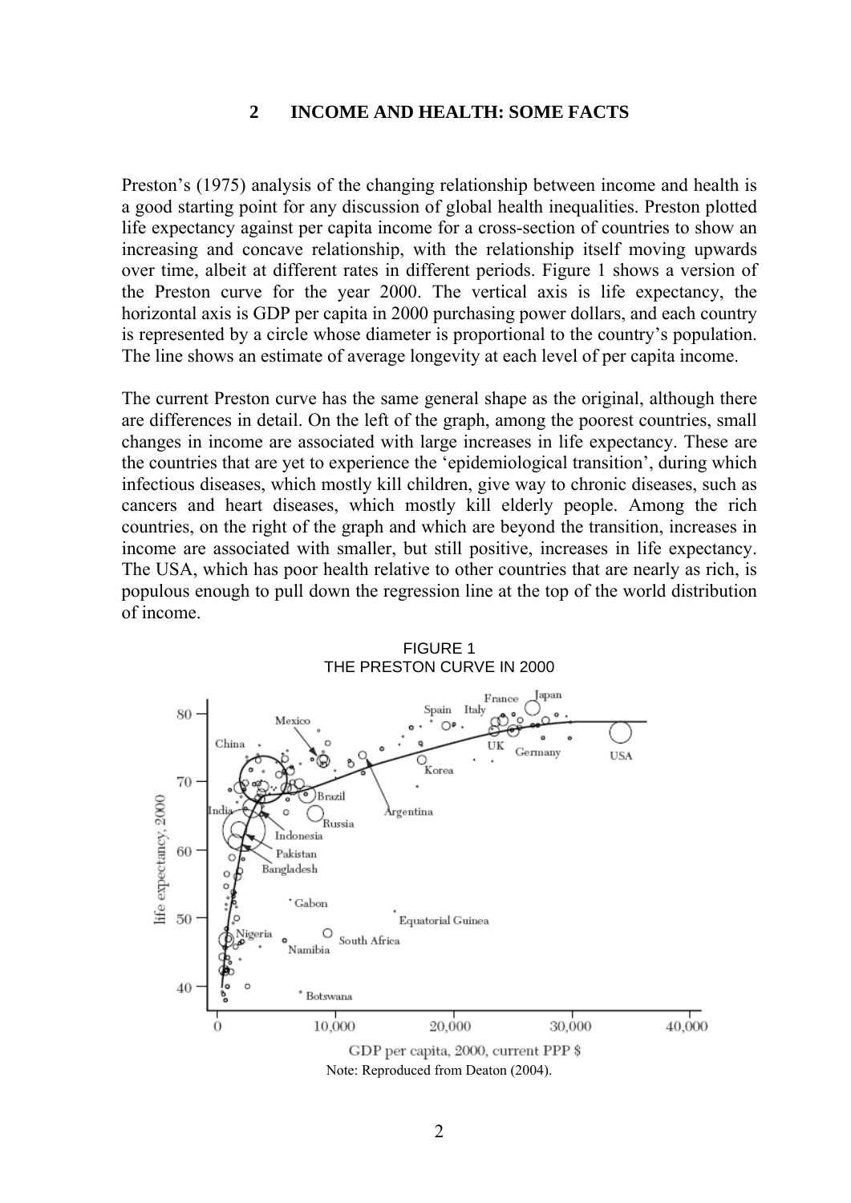## 2 INCOME AND HEALTH: SOME FACTS

Preston's (1975) analysis of the changing relationship between income and health is a good starting point for any discussion of global health inequalities. Preston plotted life expectancy against per capita income for a cross-section of countries to show an increasing and concave relationship, with the relationship itself moving upwards over time, albeit at different rates in different periods. Figure 1 shows a version of the Preston curve for the year 2000. The vertical axis is life expectancy, the horizontal axis is GDP per capita in 2000 purchasing power dollars, and each country is represented by a circle whose diameter is proportional to the country's population. The line shows an estimate of average longevity at each level of per capita income.

The current Preston curve has the same general shape as the original, although there are differences in detail. On the left of the graph, among the poorest countries, small changes in income are associated with large increases in life expectancy. These are the countries that are yet to experience the 'epidemiological transition', during which infectious diseases, which mostly kill children, give way to chronic diseases, such as cancers and heart diseases, which mostly kill elderly people. Among the rich countries, on the right of the graph and which are beyond the transition, increases in income are associated with smaller, but still positive, increases in life expectancy. The USA, which has poor health relative to other countries that are nearly as rich, is populous enough to pull down the regression line at the top of the world distribution of income.

FIGURE 1
THE PRESTON CURVE IN 2000

Note: Reproduced from Deaton (2004).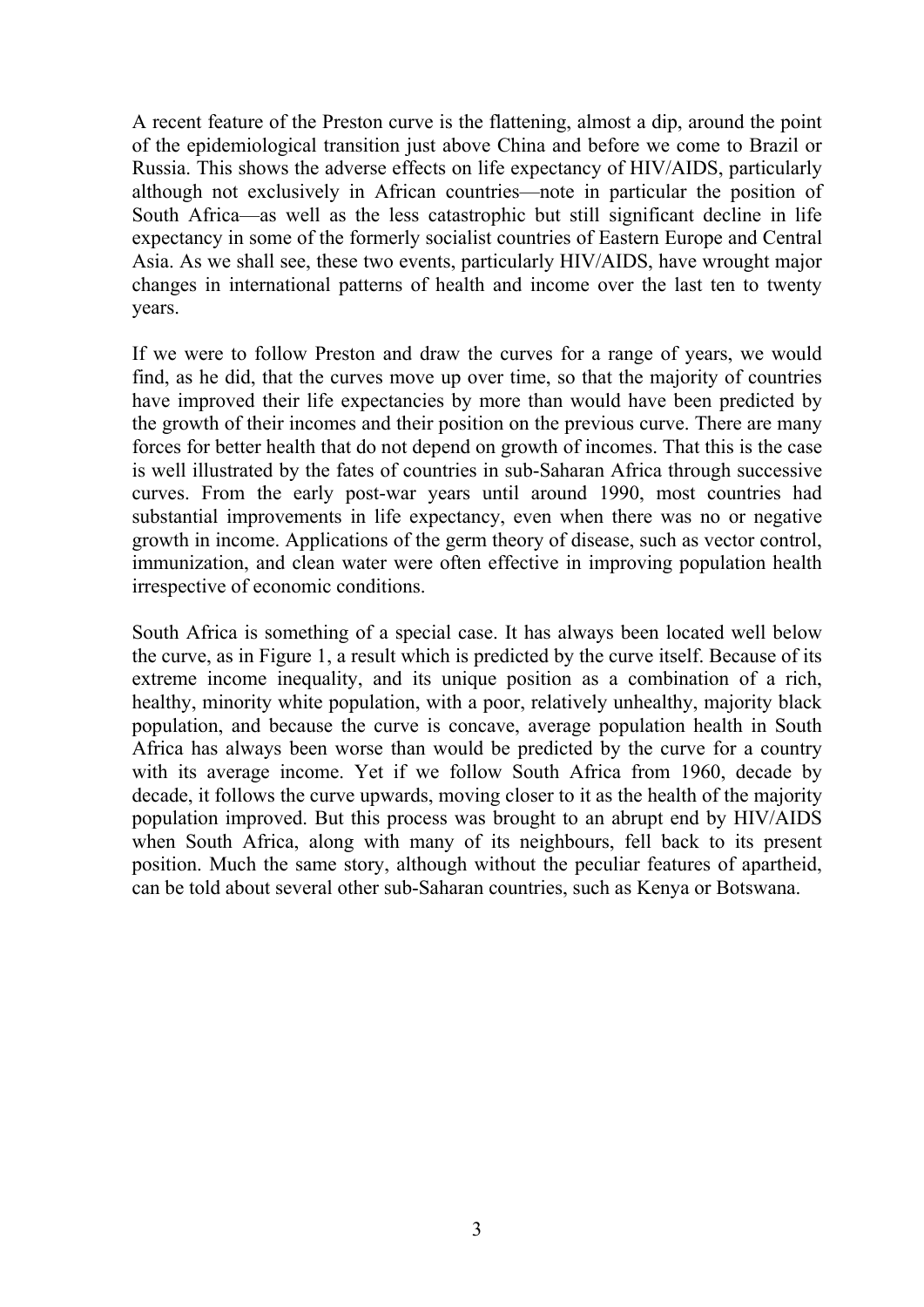A recent feature of the Preston curve is the flattening, almost a dip, around the point of the epidemiological transition just above China and before we come to Brazil or Russia. This shows the adverse effects on life expectancy of HIV/AIDS, particularly although not exclusively in African countries—note in particular the position of South Africa—as well as the less catastrophic but still significant decline in life expectancy in some of the formerly socialist countries of Eastern Europe and Central Asia. As we shall see, these two events, particularly HIV/AIDS, have wrought major changes in international patterns of health and income over the last ten to twenty years.

If we were to follow Preston and draw the curves for a range of years, we would find, as he did, that the curves move up over time, so that the majority of countries have improved their life expectancies by more than would have been predicted by the growth of their incomes and their position on the previous curve. There are many forces for better health that do not depend on growth of incomes. That this is the case is well illustrated by the fates of countries in sub-Saharan Africa through successive curves. From the early post-war years until around 1990, most countries had substantial improvements in life expectancy, even when there was no or negative growth in income. Applications of the germ theory of disease, such as vector control, immunization, and clean water were often effective in improving population health irrespective of economic conditions.

South Africa is something of a special case. It has always been located well below the curve, as in Figure 1, a result which is predicted by the curve itself. Because of its extreme income inequality, and its unique position as a combination of a rich, healthy, minority white population, with a poor, relatively unhealthy, majority black population, and because the curve is concave, average population health in South Africa has always been worse than would be predicted by the curve for a country with its average income. Yet if we follow South Africa from 1960, decade by decade, it follows the curve upwards, moving closer to it as the health of the majority population improved. But this process was brought to an abrupt end by HIV/AIDS when South Africa, along with many of its neighbours, fell back to its present position. Much the same story, although without the peculiar features of apartheid, can be told about several other sub-Saharan countries, such as Kenya or Botswana.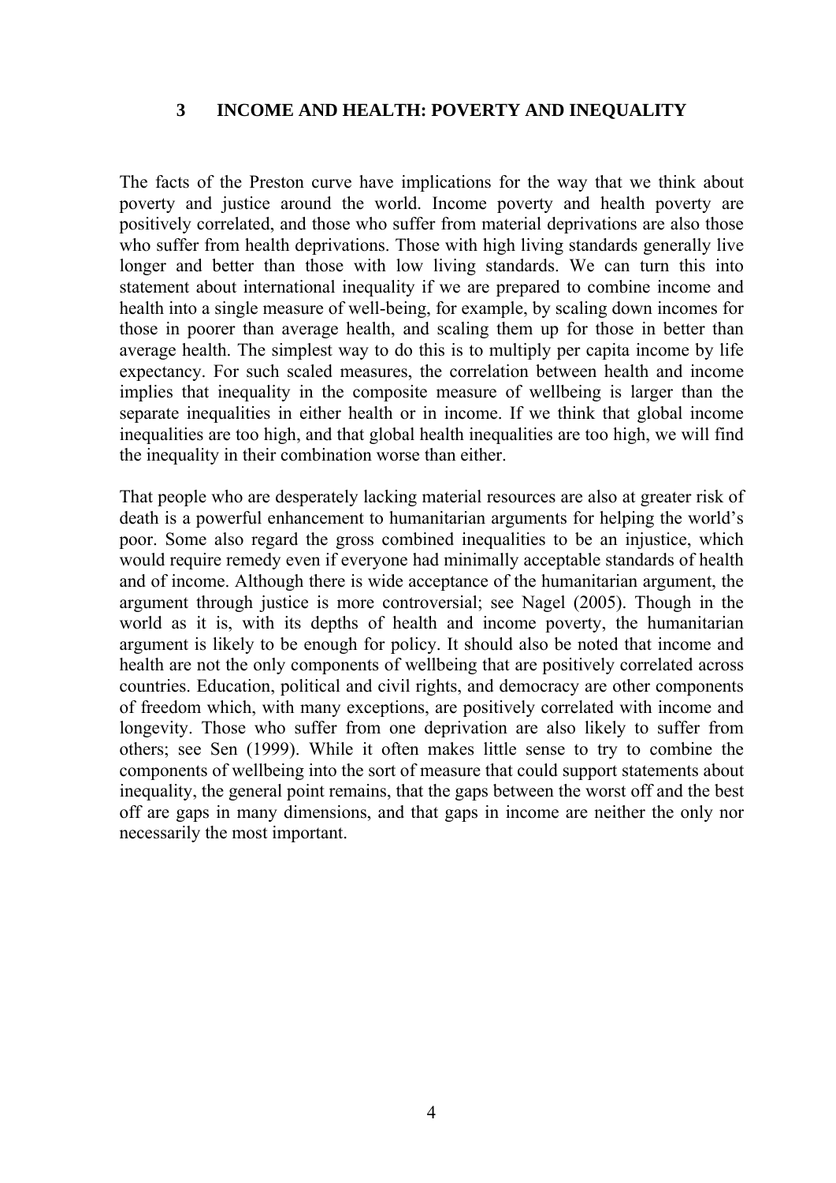## 3 INCOME AND HEALTH: POVERTY AND INEQUALITY

The facts of the Preston curve have implications for the way that we think about poverty and justice around the world. Income poverty and health poverty are positively correlated, and those who suffer from material deprivations are also those who suffer from health deprivations. Those with high living standards generally live longer and better than those with low living standards. We can turn this into statement about international inequality if we are prepared to combine income and health into a single measure of well-being, for example, by scaling down incomes for those in poorer than average health, and scaling them up for those in better than average health. The simplest way to do this is to multiply per capita income by life expectancy. For such scaled measures, the correlation between health and income implies that inequality in the composite measure of wellbeing is larger than the separate inequalities in either health or in income. If we think that global income inequalities are too high, and that global health inequalities are too high, we will find the inequality in their combination worse than either.

That people who are desperately lacking material resources are also at greater risk of death is a powerful enhancement to humanitarian arguments for helping the world's poor. Some also regard the gross combined inequalities to be an injustice, which would require remedy even if everyone had minimally acceptable standards of health and of income. Although there is wide acceptance of the humanitarian argument, the argument through justice is more controversial; see Nagel (2005). Though in the world as it is, with its depths of health and income poverty, the humanitarian argument is likely to be enough for policy. It should also be noted that income and health are not the only components of wellbeing that are positively correlated across countries. Education, political and civil rights, and democracy are other components of freedom which, with many exceptions, are positively correlated with income and longevity. Those who suffer from one deprivation are also likely to suffer from others; see Sen (1999). While it often makes little sense to try to combine the components of wellbeing into the sort of measure that could support statements about inequality, the general point remains, that the gaps between the worst off and the best off are gaps in many dimensions, and that gaps in income are neither the only nor necessarily the most important.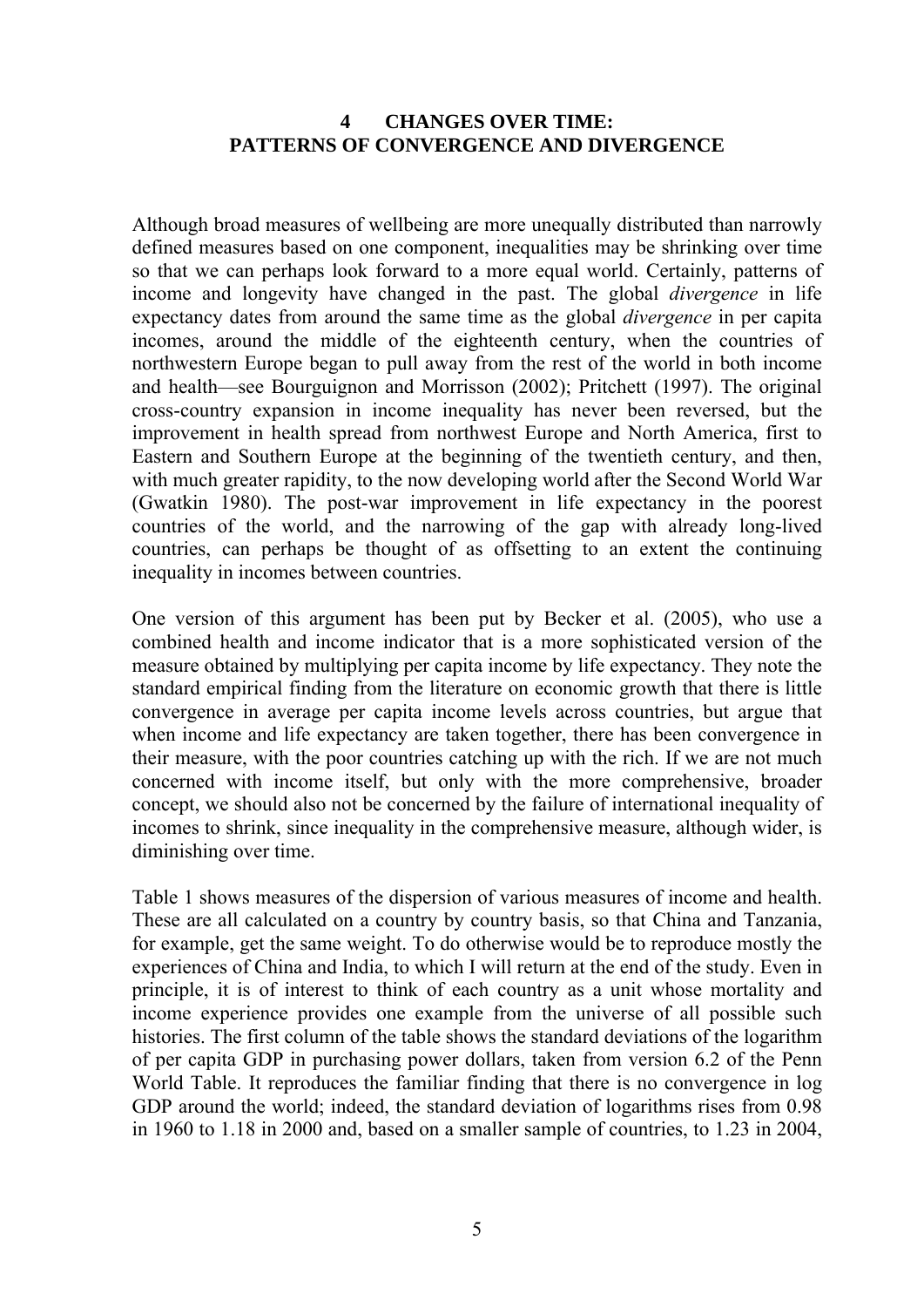## 4 CHANGES OVER TIME: PATTERNS OF CONVERGENCE AND DIVERGENCE

Although broad measures of wellbeing are more unequally distributed than narrowly defined measures based on one component, inequalities may be shrinking over time so that we can perhaps look forward to a more equal world. Certainly, patterns of income and longevity have changed in the past. The global *divergence* in life expectancy dates from around the same time as the global *divergence* in per capita incomes, around the middle of the eighteenth century, when the countries of northwestern Europe began to pull away from the rest of the world in both income and health—see Bourguignon and Morrisson (2002); Pritchett (1997). The original cross-country expansion in income inequality has never been reversed, but the improvement in health spread from northwest Europe and North America, first to Eastern and Southern Europe at the beginning of the twentieth century, and then, with much greater rapidity, to the now developing world after the Second World War (Gwatkin 1980). The post-war improvement in life expectancy in the poorest countries of the world, and the narrowing of the gap with already long-lived countries, can perhaps be thought of as offsetting to an extent the continuing inequality in incomes between countries.

One version of this argument has been put by Becker et al. (2005), who use a combined health and income indicator that is a more sophisticated version of the measure obtained by multiplying per capita income by life expectancy. They note the standard empirical finding from the literature on economic growth that there is little convergence in average per capita income levels across countries, but argue that when income and life expectancy are taken together, there has been convergence in their measure, with the poor countries catching up with the rich. If we are not much concerned with income itself, but only with the more comprehensive, broader concept, we should also not be concerned by the failure of international inequality of incomes to shrink, since inequality in the comprehensive measure, although wider, is diminishing over time.

Table 1 shows measures of the dispersion of various measures of income and health. These are all calculated on a country by country basis, so that China and Tanzania, for example, get the same weight. To do otherwise would be to reproduce mostly the experiences of China and India, to which I will return at the end of the study. Even in principle, it is of interest to think of each country as a unit whose mortality and income experience provides one example from the universe of all possible such histories. The first column of the table shows the standard deviations of the logarithm of per capita GDP in purchasing power dollars, taken from version 6.2 of the Penn World Table. It reproduces the familiar finding that there is no convergence in log GDP around the world; indeed, the standard deviation of logarithms rises from 0.98 in 1960 to 1.18 in 2000 and, based on a smaller sample of countries, to 1.23 in 2004,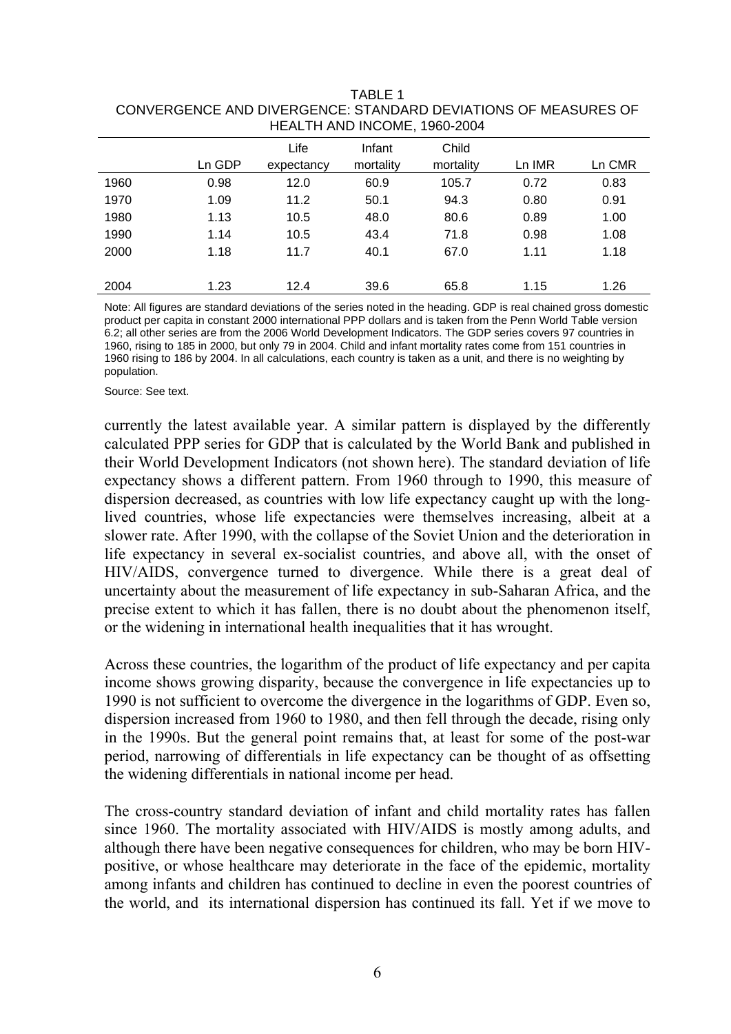TABLE 1
CONVERGENCE AND DIVERGENCE: STANDARD DEVIATIONS OF MEASURES OF HEALTH AND INCOME, 1960-2004

| | Ln GDP | Life expectancy | Infant mortality | Child mortality | Ln IMR | Ln CMR |
|---|---|---|---|---|---|---|
| 1960 | 0.98 | 12.0 | 60.9 | 105.7 | 0.72 | 0.83 |
| 1970 | 1.09 | 11.2 | 50.1 | 94.3 | 0.80 | 0.91 |
| 1980 | 1.13 | 10.5 | 48.0 | 80.6 | 0.89 | 1.00 |
| 1990 | 1.14 | 10.5 | 43.4 | 71.8 | 0.98 | 1.08 |
| 2000 | 1.18 | 11.7 | 40.1 | 67.0 | 1.11 | 1.18 |
| 2004 | 1.23 | 12.4 | 39.6 | 65.8 | 1.15 | 1.26 |

Note: All figures are standard deviations of the series noted in the heading. GDP is real chained gross domestic product per capita in constant 2000 international PPP dollars and is taken from the Penn World Table version 6.2; all other series are from the 2006 World Development Indicators. The GDP series covers 97 countries in 1960, rising to 185 in 2000, but only 79 in 2004. Child and infant mortality rates come from 151 countries in 1960 rising to 186 by 2004. In all calculations, each country is taken as a unit, and there is no weighting by population.

Source: See text.

currently the latest available year. A similar pattern is displayed by the differently calculated PPP series for GDP that is calculated by the World Bank and published in their World Development Indicators (not shown here). The standard deviation of life expectancy shows a different pattern. From 1960 through to 1990, this measure of dispersion decreased, as countries with low life expectancy caught up with the long-lived countries, whose life expectancies were themselves increasing, albeit at a slower rate. After 1990, with the collapse of the Soviet Union and the deterioration in life expectancy in several ex-socialist countries, and above all, with the onset of HIV/AIDS, convergence turned to divergence. While there is a great deal of uncertainty about the measurement of life expectancy in sub-Saharan Africa, and the precise extent to which it has fallen, there is no doubt about the phenomenon itself, or the widening in international health inequalities that it has wrought.

Across these countries, the logarithm of the product of life expectancy and per capita income shows growing disparity, because the convergence in life expectancies up to 1990 is not sufficient to overcome the divergence in the logarithms of GDP. Even so, dispersion increased from 1960 to 1980, and then fell through the decade, rising only in the 1990s. But the general point remains that, at least for some of the post-war period, narrowing of differentials in life expectancy can be thought of as offsetting the widening differentials in national income per head.

The cross-country standard deviation of infant and child mortality rates has fallen since 1960. The mortality associated with HIV/AIDS is mostly among adults, and although there have been negative consequences for children, who may be born HIV-positive, or whose healthcare may deteriorate in the face of the epidemic, mortality among infants and children has continued to decline in even the poorest countries of the world, and its international dispersion has continued its fall. Yet if we move to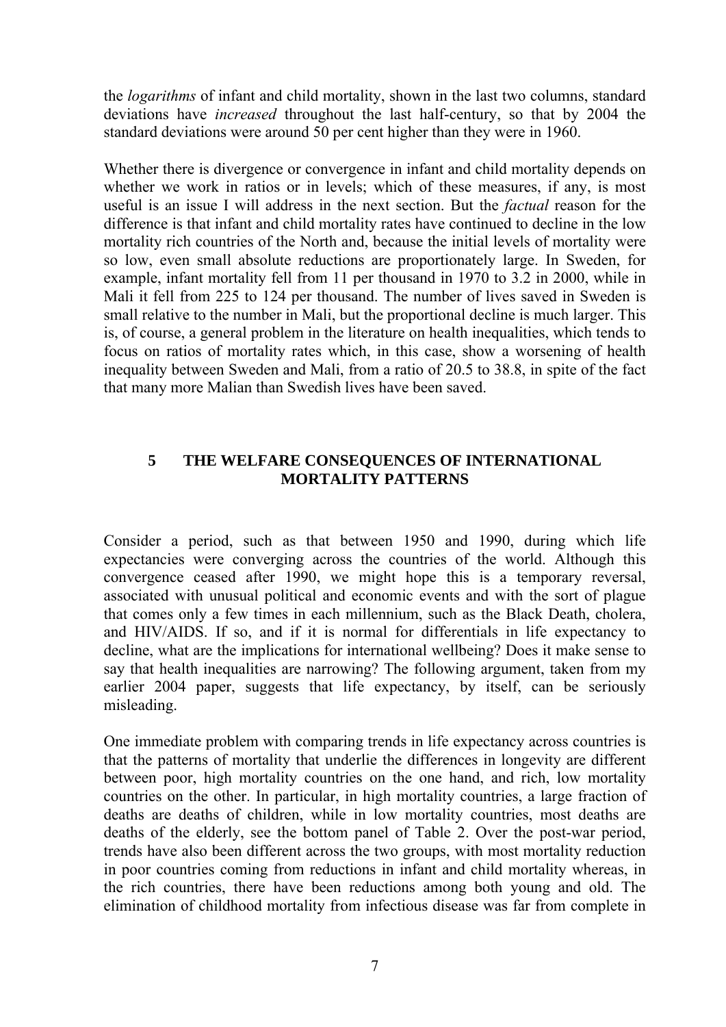the *logarithms* of infant and child mortality, shown in the last two columns, standard deviations have *increased* throughout the last half-century, so that by 2004 the standard deviations were around 50 per cent higher than they were in 1960.

Whether there is divergence or convergence in infant and child mortality depends on whether we work in ratios or in levels; which of these measures, if any, is most useful is an issue I will address in the next section. But the *factual* reason for the difference is that infant and child mortality rates have continued to decline in the low mortality rich countries of the North and, because the initial levels of mortality were so low, even small absolute reductions are proportionately large. In Sweden, for example, infant mortality fell from 11 per thousand in 1970 to 3.2 in 2000, while in Mali it fell from 225 to 124 per thousand. The number of lives saved in Sweden is small relative to the number in Mali, but the proportional decline is much larger. This is, of course, a general problem in the literature on health inequalities, which tends to focus on ratios of mortality rates which, in this case, show a worsening of health inequality between Sweden and Mali, from a ratio of 20.5 to 38.8, in spite of the fact that many more Malian than Swedish lives have been saved.

## 5 THE WELFARE CONSEQUENCES OF INTERNATIONAL MORTALITY PATTERNS

Consider a period, such as that between 1950 and 1990, during which life expectancies were converging across the countries of the world. Although this convergence ceased after 1990, we might hope this is a temporary reversal, associated with unusual political and economic events and with the sort of plague that comes only a few times in each millennium, such as the Black Death, cholera, and HIV/AIDS. If so, and if it is normal for differentials in life expectancy to decline, what are the implications for international wellbeing? Does it make sense to say that health inequalities are narrowing? The following argument, taken from my earlier 2004 paper, suggests that life expectancy, by itself, can be seriously misleading.

One immediate problem with comparing trends in life expectancy across countries is that the patterns of mortality that underlie the differences in longevity are different between poor, high mortality countries on the one hand, and rich, low mortality countries on the other. In particular, in high mortality countries, a large fraction of deaths are deaths of children, while in low mortality countries, most deaths are deaths of the elderly, see the bottom panel of Table 2. Over the post-war period, trends have also been different across the two groups, with most mortality reduction in poor countries coming from reductions in infant and child mortality whereas, in the rich countries, there have been reductions among both young and old. The elimination of childhood mortality from infectious disease was far from complete in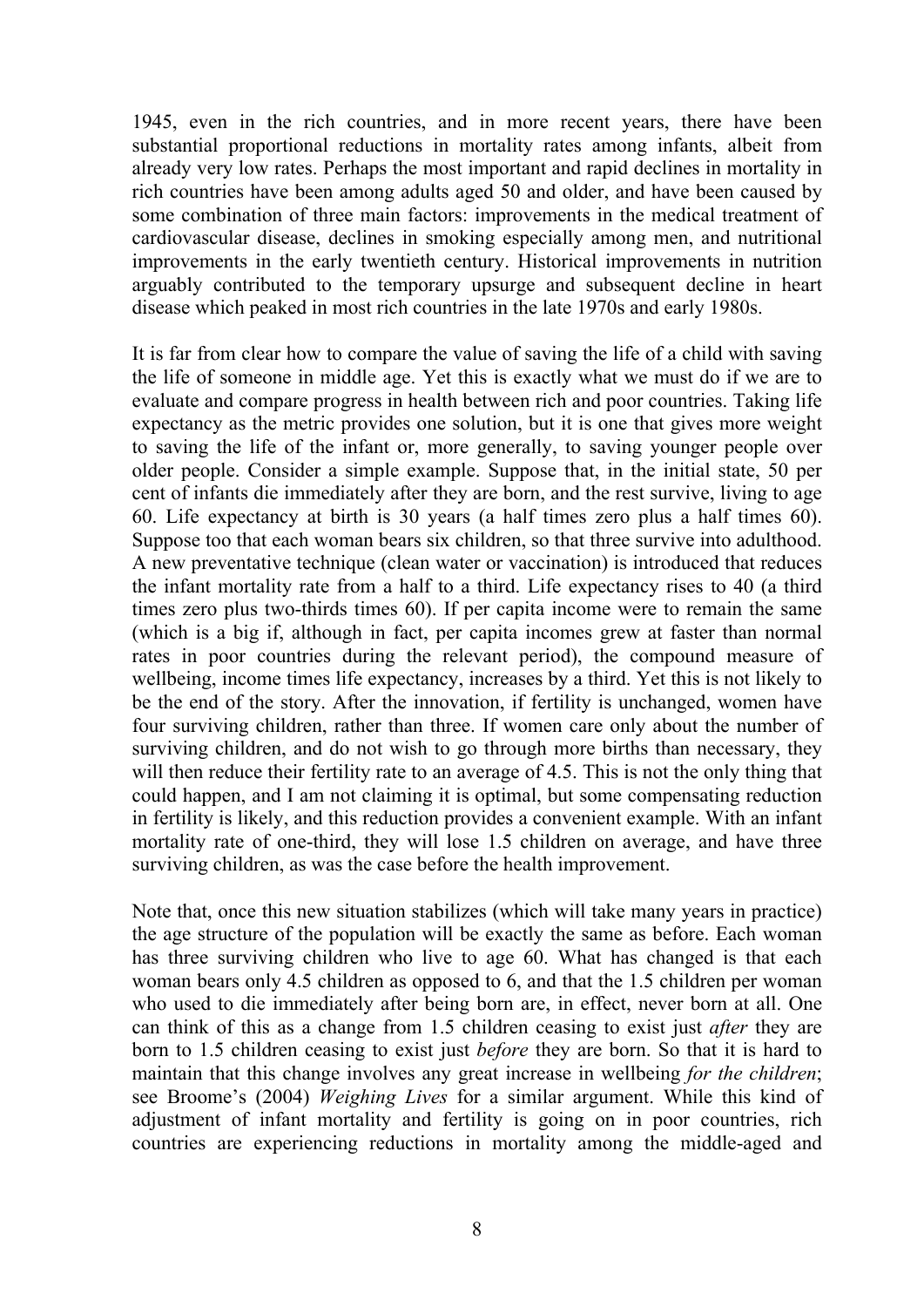1945, even in the rich countries, and in more recent years, there have been substantial proportional reductions in mortality rates among infants, albeit from already very low rates. Perhaps the most important and rapid declines in mortality in rich countries have been among adults aged 50 and older, and have been caused by some combination of three main factors: improvements in the medical treatment of cardiovascular disease, declines in smoking especially among men, and nutritional improvements in the early twentieth century. Historical improvements in nutrition arguably contributed to the temporary upsurge and subsequent decline in heart disease which peaked in most rich countries in the late 1970s and early 1980s.

It is far from clear how to compare the value of saving the life of a child with saving the life of someone in middle age. Yet this is exactly what we must do if we are to evaluate and compare progress in health between rich and poor countries. Taking life expectancy as the metric provides one solution, but it is one that gives more weight to saving the life of the infant or, more generally, to saving younger people over older people. Consider a simple example. Suppose that, in the initial state, 50 per cent of infants die immediately after they are born, and the rest survive, living to age 60. Life expectancy at birth is 30 years (a half times zero plus a half times 60). Suppose too that each woman bears six children, so that three survive into adulthood. A new preventative technique (clean water or vaccination) is introduced that reduces the infant mortality rate from a half to a third. Life expectancy rises to 40 (a third times zero plus two-thirds times 60). If per capita income were to remain the same (which is a big if, although in fact, per capita incomes grew at faster than normal rates in poor countries during the relevant period), the compound measure of wellbeing, income times life expectancy, increases by a third. Yet this is not likely to be the end of the story. After the innovation, if fertility is unchanged, women have four surviving children, rather than three. If women care only about the number of surviving children, and do not wish to go through more births than necessary, they will then reduce their fertility rate to an average of 4.5. This is not the only thing that could happen, and I am not claiming it is optimal, but some compensating reduction in fertility is likely, and this reduction provides a convenient example. With an infant mortality rate of one-third, they will lose 1.5 children on average, and have three surviving children, as was the case before the health improvement.

Note that, once this new situation stabilizes (which will take many years in practice) the age structure of the population will be exactly the same as before. Each woman has three surviving children who live to age 60. What has changed is that each woman bears only 4.5 children as opposed to 6, and that the 1.5 children per woman who used to die immediately after being born are, in effect, never born at all. One can think of this as a change from 1.5 children ceasing to exist just *after* they are born to 1.5 children ceasing to exist just *before* they are born. So that it is hard to maintain that this change involves any great increase in wellbeing *for the children*; see Broome's (2004) *Weighing Lives* for a similar argument. While this kind of adjustment of infant mortality and fertility is going on in poor countries, rich countries are experiencing reductions in mortality among the middle-aged and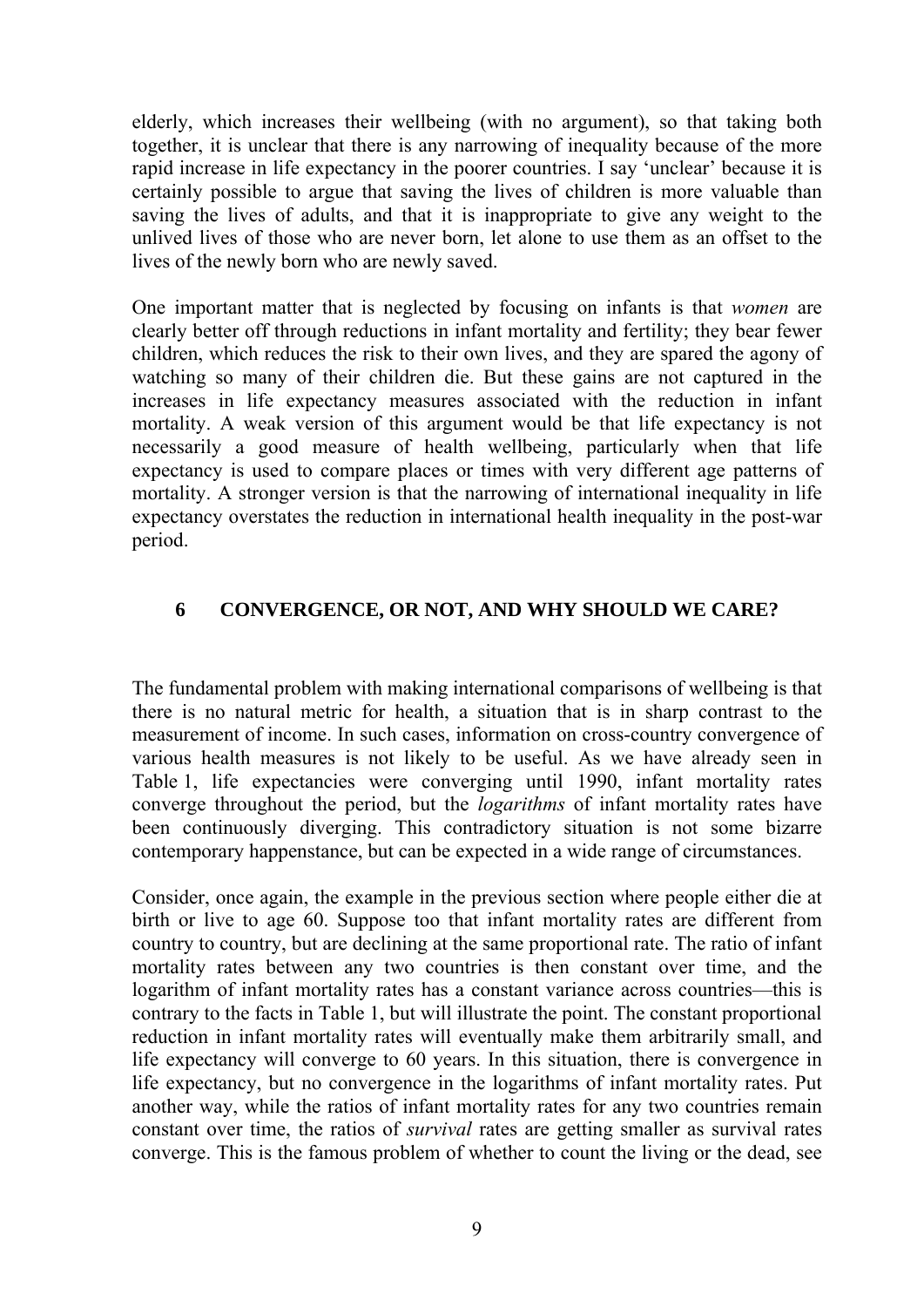elderly, which increases their wellbeing (with no argument), so that taking both together, it is unclear that there is any narrowing of inequality because of the more rapid increase in life expectancy in the poorer countries. I say 'unclear' because it is certainly possible to argue that saving the lives of children is more valuable than saving the lives of adults, and that it is inappropriate to give any weight to the unlived lives of those who are never born, let alone to use them as an offset to the lives of the newly born who are newly saved.

One important matter that is neglected by focusing on infants is that *women* are clearly better off through reductions in infant mortality and fertility; they bear fewer children, which reduces the risk to their own lives, and they are spared the agony of watching so many of their children die. But these gains are not captured in the increases in life expectancy measures associated with the reduction in infant mortality. A weak version of this argument would be that life expectancy is not necessarily a good measure of health wellbeing, particularly when that life expectancy is used to compare places or times with very different age patterns of mortality. A stronger version is that the narrowing of international inequality in life expectancy overstates the reduction in international health inequality in the post-war period.

## 6 CONVERGENCE, OR NOT, AND WHY SHOULD WE CARE?

The fundamental problem with making international comparisons of wellbeing is that there is no natural metric for health, a situation that is in sharp contrast to the measurement of income. In such cases, information on cross-country convergence of various health measures is not likely to be useful. As we have already seen in Table 1, life expectancies were converging until 1990, infant mortality rates converge throughout the period, but the *logarithms* of infant mortality rates have been continuously diverging. This contradictory situation is not some bizarre contemporary happenstance, but can be expected in a wide range of circumstances.

Consider, once again, the example in the previous section where people either die at birth or live to age 60. Suppose too that infant mortality rates are different from country to country, but are declining at the same proportional rate. The ratio of infant mortality rates between any two countries is then constant over time, and the logarithm of infant mortality rates has a constant variance across countries—this is contrary to the facts in Table 1, but will illustrate the point. The constant proportional reduction in infant mortality rates will eventually make them arbitrarily small, and life expectancy will converge to 60 years. In this situation, there is convergence in life expectancy, but no convergence in the logarithms of infant mortality rates. Put another way, while the ratios of infant mortality rates for any two countries remain constant over time, the ratios of *survival* rates are getting smaller as survival rates converge. This is the famous problem of whether to count the living or the dead, see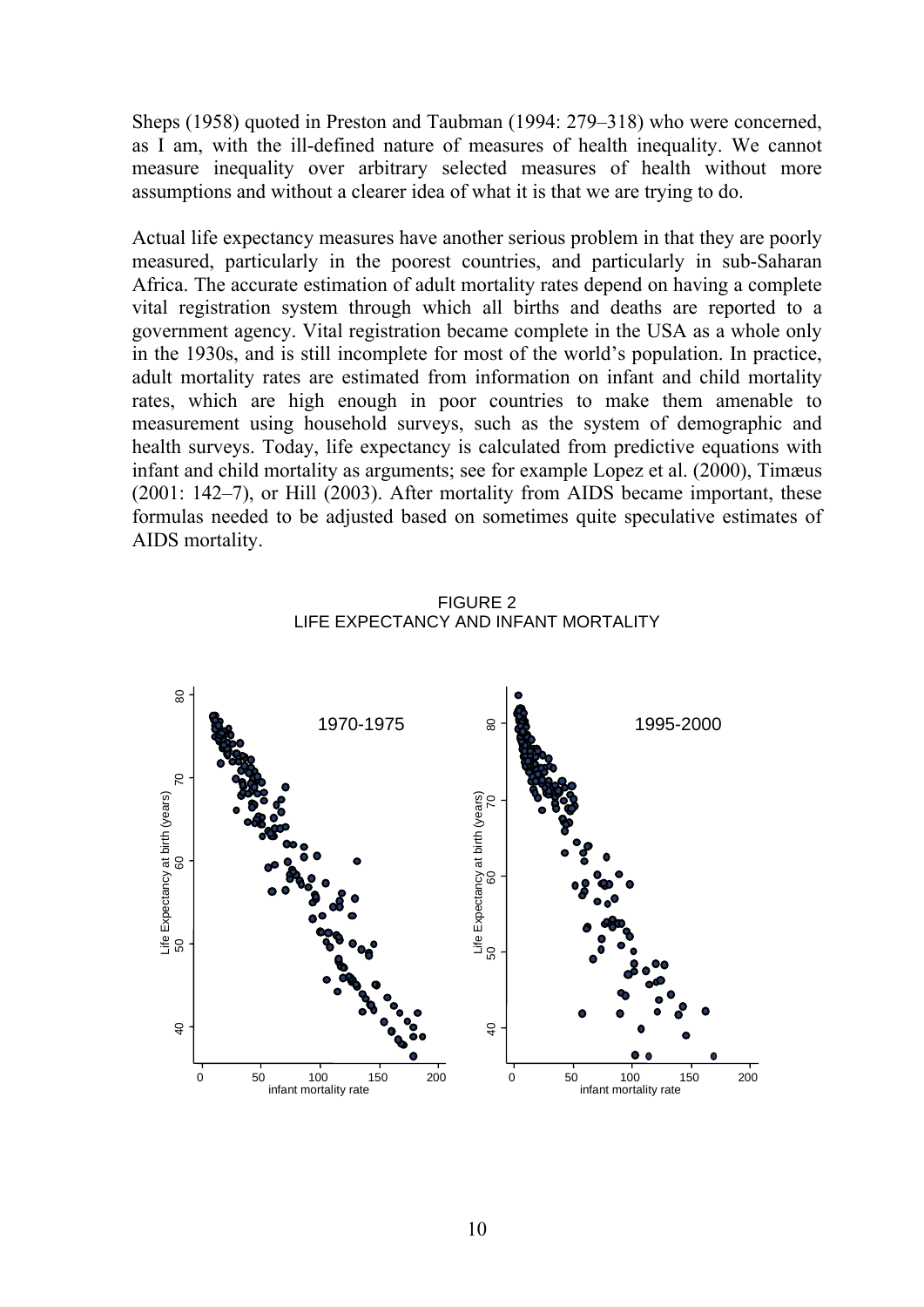Sheps (1958) quoted in Preston and Taubman (1994: 279–318) who were concerned, as I am, with the ill-defined nature of measures of health inequality. We cannot measure inequality over arbitrary selected measures of health without more assumptions and without a clearer idea of what it is that we are trying to do.

Actual life expectancy measures have another serious problem in that they are poorly measured, particularly in the poorest countries, and particularly in sub-Saharan Africa. The accurate estimation of adult mortality rates depend on having a complete vital registration system through which all births and deaths are reported to a government agency. Vital registration became complete in the USA as a whole only in the 1930s, and is still incomplete for most of the world's population. In practice, adult mortality rates are estimated from information on infant and child mortality rates, which are high enough in poor countries to make them amenable to measurement using household surveys, such as the system of demographic and health surveys. Today, life expectancy is calculated from predictive equations with infant and child mortality as arguments; see for example Lopez et al. (2000), Timæus (2001: 142–7), or Hill (2003). After mortality from AIDS became important, these formulas needed to be adjusted based on sometimes quite speculative estimates of AIDS mortality.

FIGURE 2
LIFE EXPECTANCY AND INFANT MORTALITY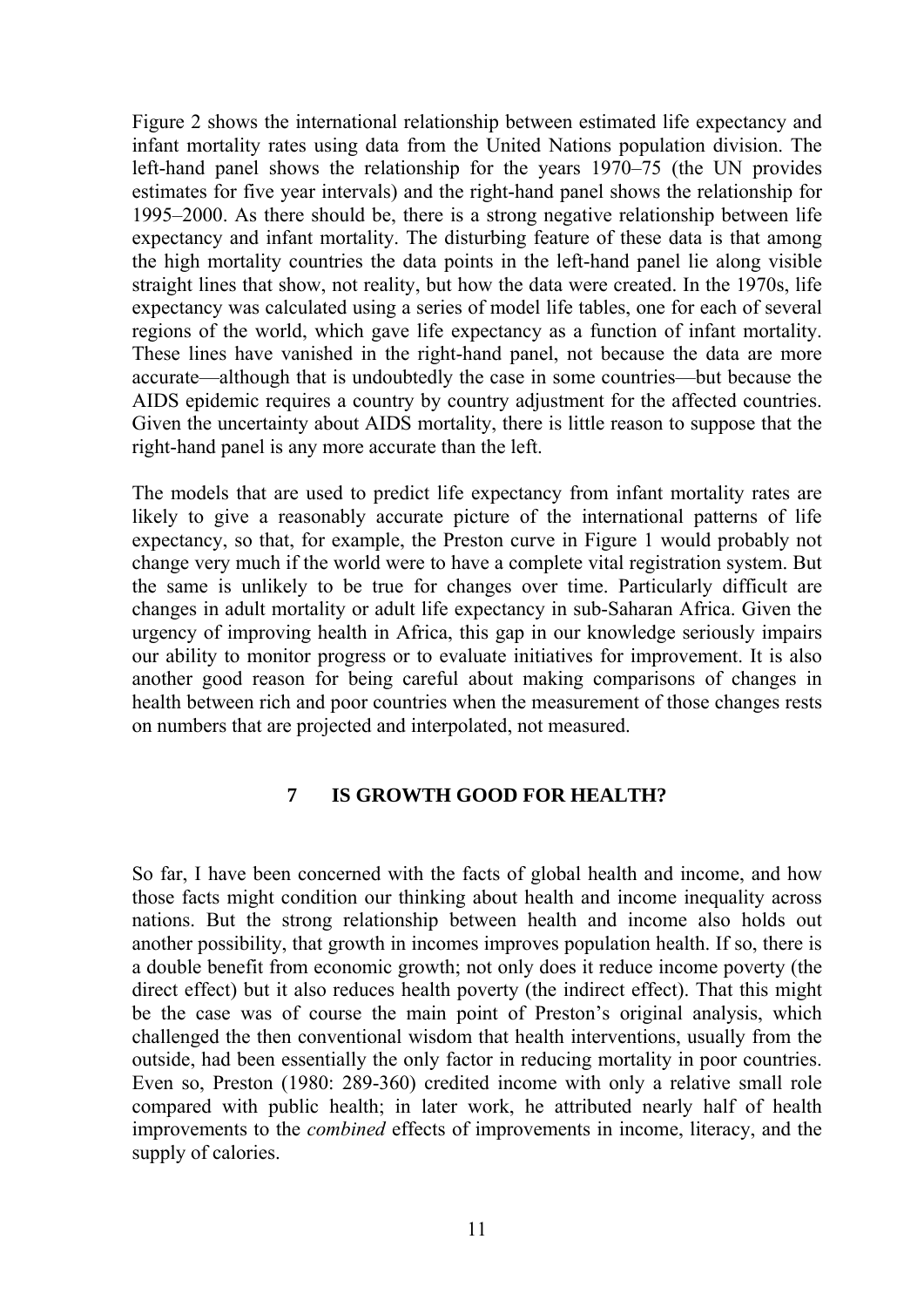Figure 2 shows the international relationship between estimated life expectancy and infant mortality rates using data from the United Nations population division. The left-hand panel shows the relationship for the years 1970–75 (the UN provides estimates for five year intervals) and the right-hand panel shows the relationship for 1995–2000. As there should be, there is a strong negative relationship between life expectancy and infant mortality. The disturbing feature of these data is that among the high mortality countries the data points in the left-hand panel lie along visible straight lines that show, not reality, but how the data were created. In the 1970s, life expectancy was calculated using a series of model life tables, one for each of several regions of the world, which gave life expectancy as a function of infant mortality. These lines have vanished in the right-hand panel, not because the data are more accurate—although that is undoubtedly the case in some countries—but because the AIDS epidemic requires a country by country adjustment for the affected countries. Given the uncertainty about AIDS mortality, there is little reason to suppose that the right-hand panel is any more accurate than the left.

The models that are used to predict life expectancy from infant mortality rates are likely to give a reasonably accurate picture of the international patterns of life expectancy, so that, for example, the Preston curve in Figure 1 would probably not change very much if the world were to have a complete vital registration system. But the same is unlikely to be true for changes over time. Particularly difficult are changes in adult mortality or adult life expectancy in sub-Saharan Africa. Given the urgency of improving health in Africa, this gap in our knowledge seriously impairs our ability to monitor progress or to evaluate initiatives for improvement. It is also another good reason for being careful about making comparisons of changes in health between rich and poor countries when the measurement of those changes rests on numbers that are projected and interpolated, not measured.

## 7 IS GROWTH GOOD FOR HEALTH?

So far, I have been concerned with the facts of global health and income, and how those facts might condition our thinking about health and income inequality across nations. But the strong relationship between health and income also holds out another possibility, that growth in incomes improves population health. If so, there is a double benefit from economic growth; not only does it reduce income poverty (the direct effect) but it also reduces health poverty (the indirect effect). That this might be the case was of course the main point of Preston's original analysis, which challenged the then conventional wisdom that health interventions, usually from the outside, had been essentially the only factor in reducing mortality in poor countries. Even so, Preston (1980: 289-360) credited income with only a relative small role compared with public health; in later work, he attributed nearly half of health improvements to the *combined* effects of improvements in income, literacy, and the supply of calories.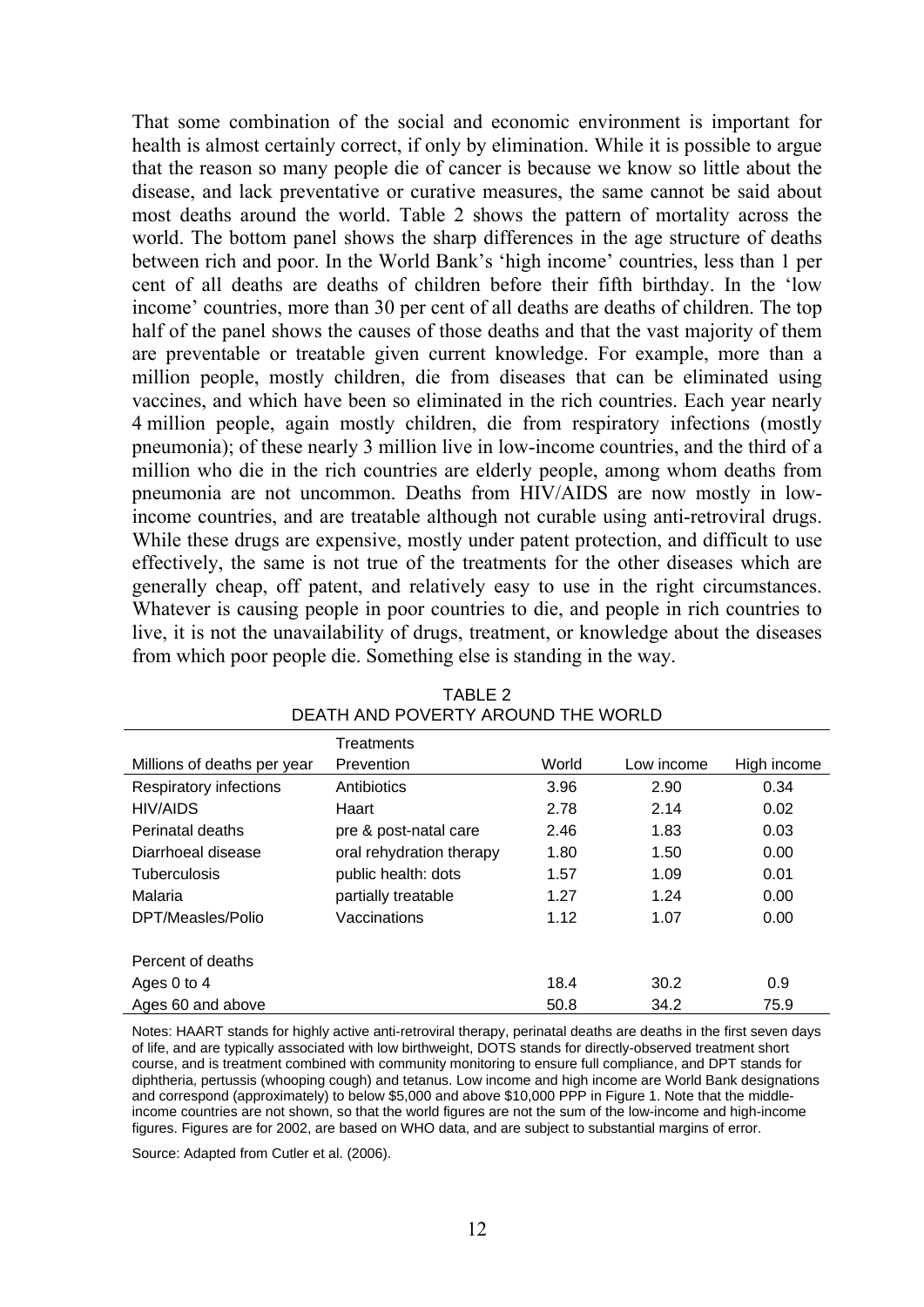That some combination of the social and economic environment is important for health is almost certainly correct, if only by elimination. While it is possible to argue that the reason so many people die of cancer is because we know so little about the disease, and lack preventative or curative measures, the same cannot be said about most deaths around the world. Table 2 shows the pattern of mortality across the world. The bottom panel shows the sharp differences in the age structure of deaths between rich and poor. In the World Bank's 'high income' countries, less than 1 per cent of all deaths are deaths of children before their fifth birthday. In the 'low income' countries, more than 30 per cent of all deaths are deaths of children. The top half of the panel shows the causes of those deaths and that the vast majority of them are preventable or treatable given current knowledge. For example, more than a million people, mostly children, die from diseases that can be eliminated using vaccines, and which have been so eliminated in the rich countries. Each year nearly 4 million people, again mostly children, die from respiratory infections (mostly pneumonia); of these nearly 3 million live in low-income countries, and the third of a million who die in the rich countries are elderly people, among whom deaths from pneumonia are not uncommon. Deaths from HIV/AIDS are now mostly in low-income countries, and are treatable although not curable using anti-retroviral drugs. While these drugs are expensive, mostly under patent protection, and difficult to use effectively, the same is not true of the treatments for the other diseases which are generally cheap, off patent, and relatively easy to use in the right circumstances. Whatever is causing people in poor countries to die, and people in rich countries to live, it is not the unavailability of drugs, treatment, or knowledge about the diseases from which poor people die. Something else is standing in the way.

TABLE 2
DEATH AND POVERTY AROUND THE WORLD

| Millions of deaths per year | Treatments Prevention | World | Low income | High income |
|---|---|---|---|---|
| Respiratory infections | Antibiotics | 3.96 | 2.90 | 0.34 |
| HIV/AIDS | Haart | 2.78 | 2.14 | 0.02 |
| Perinatal deaths | pre & post-natal care | 2.46 | 1.83 | 0.03 |
| Diarrhoeal disease | oral rehydration therapy | 1.80 | 1.50 | 0.00 |
| Tuberculosis | public health: dots | 1.57 | 1.09 | 0.01 |
| Malaria | partially treatable | 1.27 | 1.24 | 0.00 |
| DPT/Measles/Polio | Vaccinations | 1.12 | 1.07 | 0.00 |
| | | | | |
| Percent of deaths | | | | |
| Ages 0 to 4 | | 18.4 | 30.2 | 0.9 |
| Ages 60 and above | | 50.8 | 34.2 | 75.9 |

Notes: HAART stands for highly active anti-retroviral therapy, perinatal deaths are deaths in the first seven days of life, and are typically associated with low birthweight, DOTS stands for directly-observed treatment short course, and is treatment combined with community monitoring to ensure full compliance, and DPT stands for diphtheria, pertussis (whooping cough) and tetanus. Low income and high income are World Bank designations and correspond (approximately) to below \$5,000 and above \$10,000 PPP in Figure 1. Note that the middle-income countries are not shown, so that the world figures are not the sum of the low-income and high-income figures. Figures are for 2002, are based on WHO data, and are subject to substantial margins of error.

Source: Adapted from Cutler et al. (2006).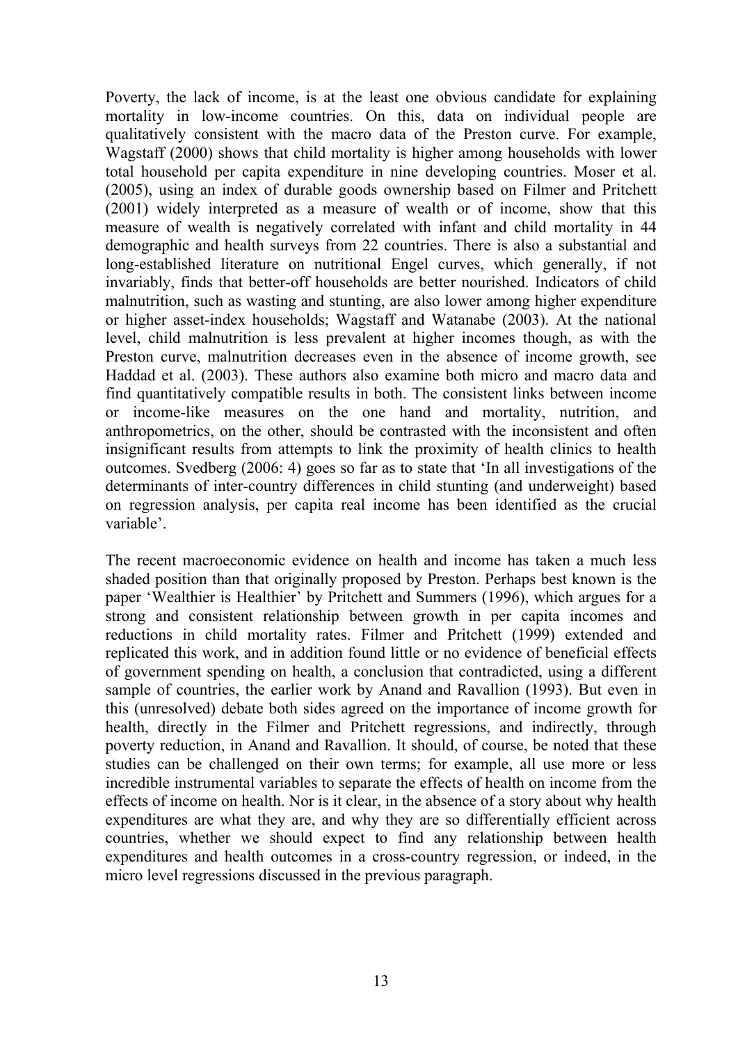Poverty, the lack of income, is at the least one obvious candidate for explaining mortality in low-income countries. On this, data on individual people are qualitatively consistent with the macro data of the Preston curve. For example, Wagstaff (2000) shows that child mortality is higher among households with lower total household per capita expenditure in nine developing countries. Moser et al. (2005), using an index of durable goods ownership based on Filmer and Pritchett (2001) widely interpreted as a measure of wealth or of income, show that this measure of wealth is negatively correlated with infant and child mortality in 44 demographic and health surveys from 22 countries. There is also a substantial and long-established literature on nutritional Engel curves, which generally, if not invariably, finds that better-off households are better nourished. Indicators of child malnutrition, such as wasting and stunting, are also lower among higher expenditure or higher asset-index households; Wagstaff and Watanabe (2003). At the national level, child malnutrition is less prevalent at higher incomes though, as with the Preston curve, malnutrition decreases even in the absence of income growth, see Haddad et al. (2003). These authors also examine both micro and macro data and find quantitatively compatible results in both. The consistent links between income or income-like measures on the one hand and mortality, nutrition, and anthropometrics, on the other, should be contrasted with the inconsistent and often insignificant results from attempts to link the proximity of health clinics to health outcomes. Svedberg (2006: 4) goes so far as to state that 'In all investigations of the determinants of inter-country differences in child stunting (and underweight) based on regression analysis, per capita real income has been identified as the crucial variable'.

The recent macroeconomic evidence on health and income has taken a much less shaded position than that originally proposed by Preston. Perhaps best known is the paper 'Wealthier is Healthier' by Pritchett and Summers (1996), which argues for a strong and consistent relationship between growth in per capita incomes and reductions in child mortality rates. Filmer and Pritchett (1999) extended and replicated this work, and in addition found little or no evidence of beneficial effects of government spending on health, a conclusion that contradicted, using a different sample of countries, the earlier work by Anand and Ravallion (1993). But even in this (unresolved) debate both sides agreed on the importance of income growth for health, directly in the Filmer and Pritchett regressions, and indirectly, through poverty reduction, in Anand and Ravallion. It should, of course, be noted that these studies can be challenged on their own terms; for example, all use more or less incredible instrumental variables to separate the effects of health on income from the effects of income on health. Nor is it clear, in the absence of a story about why health expenditures are what they are, and why they are so differentially efficient across countries, whether we should expect to find any relationship between health expenditures and health outcomes in a cross-country regression, or indeed, in the micro level regressions discussed in the previous paragraph.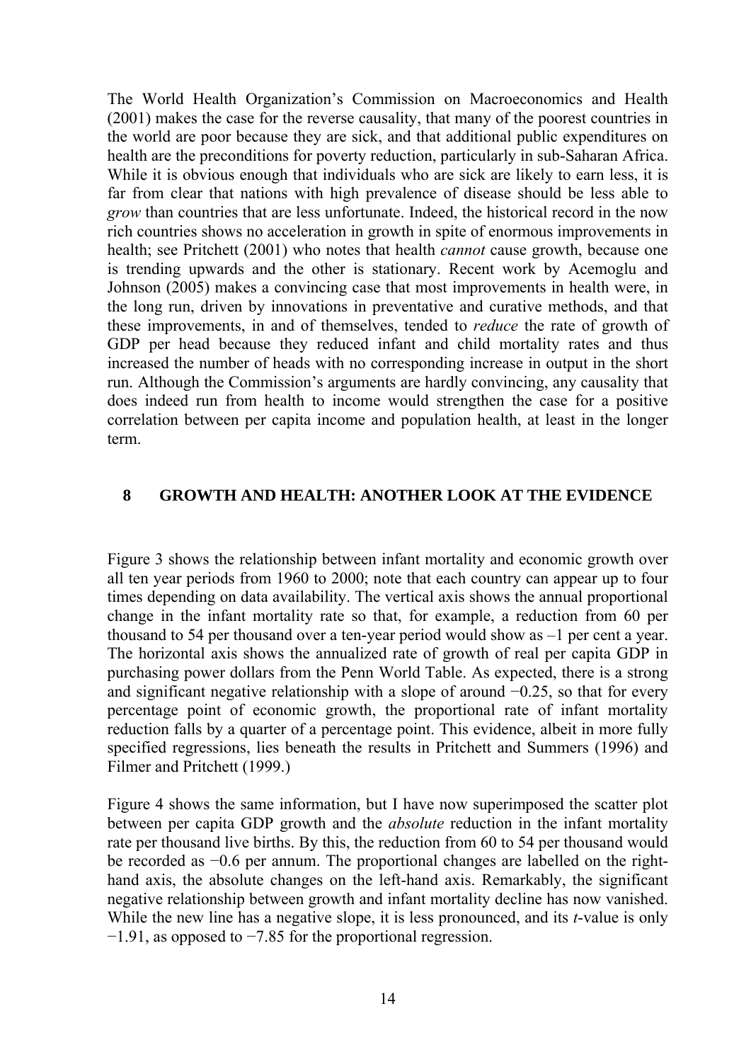The World Health Organization's Commission on Macroeconomics and Health (2001) makes the case for the reverse causality, that many of the poorest countries in the world are poor because they are sick, and that additional public expenditures on health are the preconditions for poverty reduction, particularly in sub-Saharan Africa. While it is obvious enough that individuals who are sick are likely to earn less, it is far from clear that nations with high prevalence of disease should be less able to *grow* than countries that are less unfortunate. Indeed, the historical record in the now rich countries shows no acceleration in growth in spite of enormous improvements in health; see Pritchett (2001) who notes that health *cannot* cause growth, because one is trending upwards and the other is stationary. Recent work by Acemoglu and Johnson (2005) makes a convincing case that most improvements in health were, in the long run, driven by innovations in preventative and curative methods, and that these improvements, in and of themselves, tended to *reduce* the rate of growth of GDP per head because they reduced infant and child mortality rates and thus increased the number of heads with no corresponding increase in output in the short run. Although the Commission's arguments are hardly convincing, any causality that does indeed run from health to income would strengthen the case for a positive correlation between per capita income and population health, at least in the longer term.

## 8 GROWTH AND HEALTH: ANOTHER LOOK AT THE EVIDENCE

Figure 3 shows the relationship between infant mortality and economic growth over all ten year periods from 1960 to 2000; note that each country can appear up to four times depending on data availability. The vertical axis shows the annual proportional change in the infant mortality rate so that, for example, a reduction from 60 per thousand to 54 per thousand over a ten-year period would show as –1 per cent a year. The horizontal axis shows the annualized rate of growth of real per capita GDP in purchasing power dollars from the Penn World Table. As expected, there is a strong and significant negative relationship with a slope of around −0.25, so that for every percentage point of economic growth, the proportional rate of infant mortality reduction falls by a quarter of a percentage point. This evidence, albeit in more fully specified regressions, lies beneath the results in Pritchett and Summers (1996) and Filmer and Pritchett (1999.)

Figure 4 shows the same information, but I have now superimposed the scatter plot between per capita GDP growth and the *absolute* reduction in the infant mortality rate per thousand live births. By this, the reduction from 60 to 54 per thousand would be recorded as −0.6 per annum. The proportional changes are labelled on the right-hand axis, the absolute changes on the left-hand axis. Remarkably, the significant negative relationship between growth and infant mortality decline has now vanished. While the new line has a negative slope, it is less pronounced, and its *t*-value is only −1.91, as opposed to −7.85 for the proportional regression.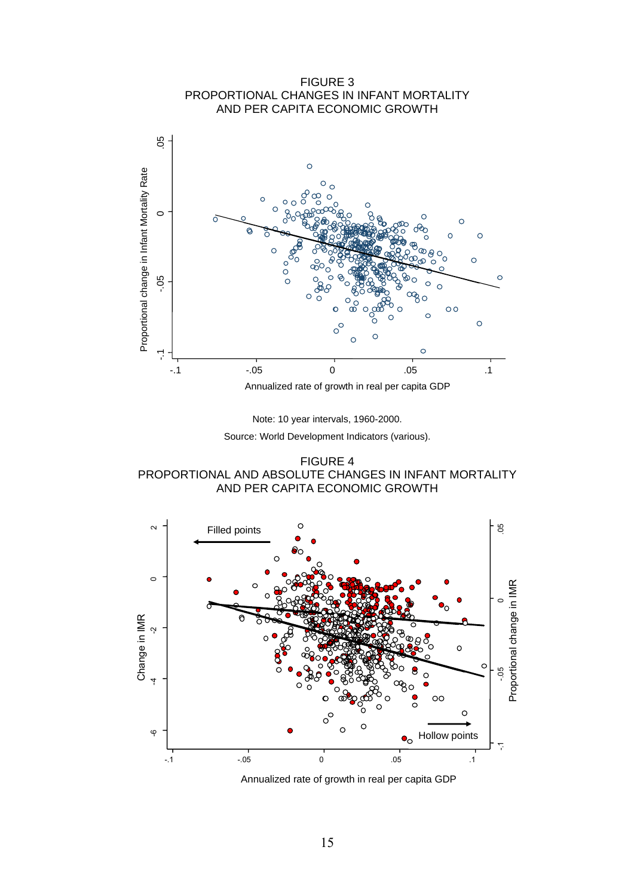FIGURE 3
PROPORTIONAL CHANGES IN INFANT MORTALITY AND PER CAPITA ECONOMIC GROWTH

Note: 10 year intervals, 1960-2000.

Source: World Development Indicators (various).

FIGURE 4
PROPORTIONAL AND ABSOLUTE CHANGES IN INFANT MORTALITY AND PER CAPITA ECONOMIC GROWTH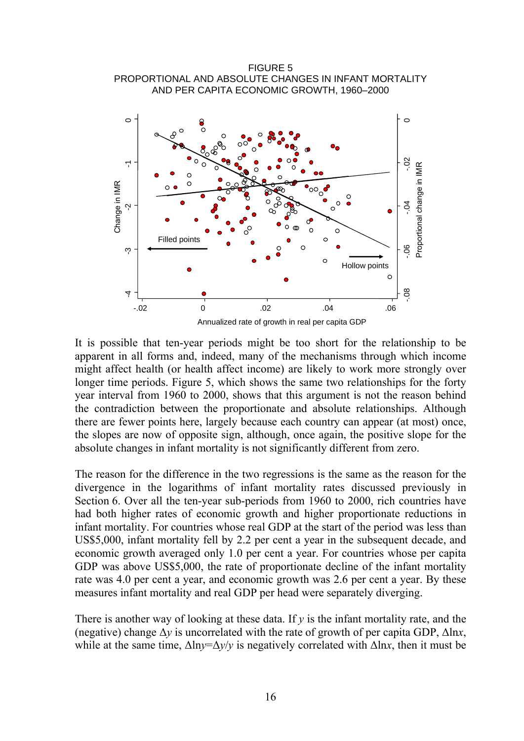FIGURE 5
PROPORTIONAL AND ABSOLUTE CHANGES IN INFANT MORTALITY AND PER CAPITA ECONOMIC GROWTH, 1960–2000

It is possible that ten-year periods might be too short for the relationship to be apparent in all forms and, indeed, many of the mechanisms through which income might affect health (or health affect income) are likely to work more strongly over longer time periods. Figure 5, which shows the same two relationships for the forty year interval from 1960 to 2000, shows that this argument is not the reason behind the contradiction between the proportionate and absolute relationships. Although there are fewer points here, largely because each country can appear (at most) once, the slopes are now of opposite sign, although, once again, the positive slope for the absolute changes in infant mortality is not significantly different from zero.

The reason for the difference in the two regressions is the same as the reason for the divergence in the logarithms of infant mortality rates discussed previously in Section 6. Over all the ten-year sub-periods from 1960 to 2000, rich countries have had both higher rates of economic growth and higher proportionate reductions in infant mortality. For countries whose real GDP at the start of the period was less than US$5,000, infant mortality fell by 2.2 per cent a year in the subsequent decade, and economic growth averaged only 1.0 per cent a year. For countries whose per capita GDP was above US$5,000, the rate of proportionate decline of the infant mortality rate was 4.0 per cent a year, and economic growth was 2.6 per cent a year. By these measures infant mortality and real GDP per head were separately diverging.

There is another way of looking at these data. If $y$ is the infant mortality rate, and the (negative) change $\Delta y$ is uncorrelated with the rate of growth of per capita GDP, $\Delta \ln x$, while at the same time, $\Delta \ln y = \Delta y / y$ is negatively correlated with $\Delta \ln x$, then it must be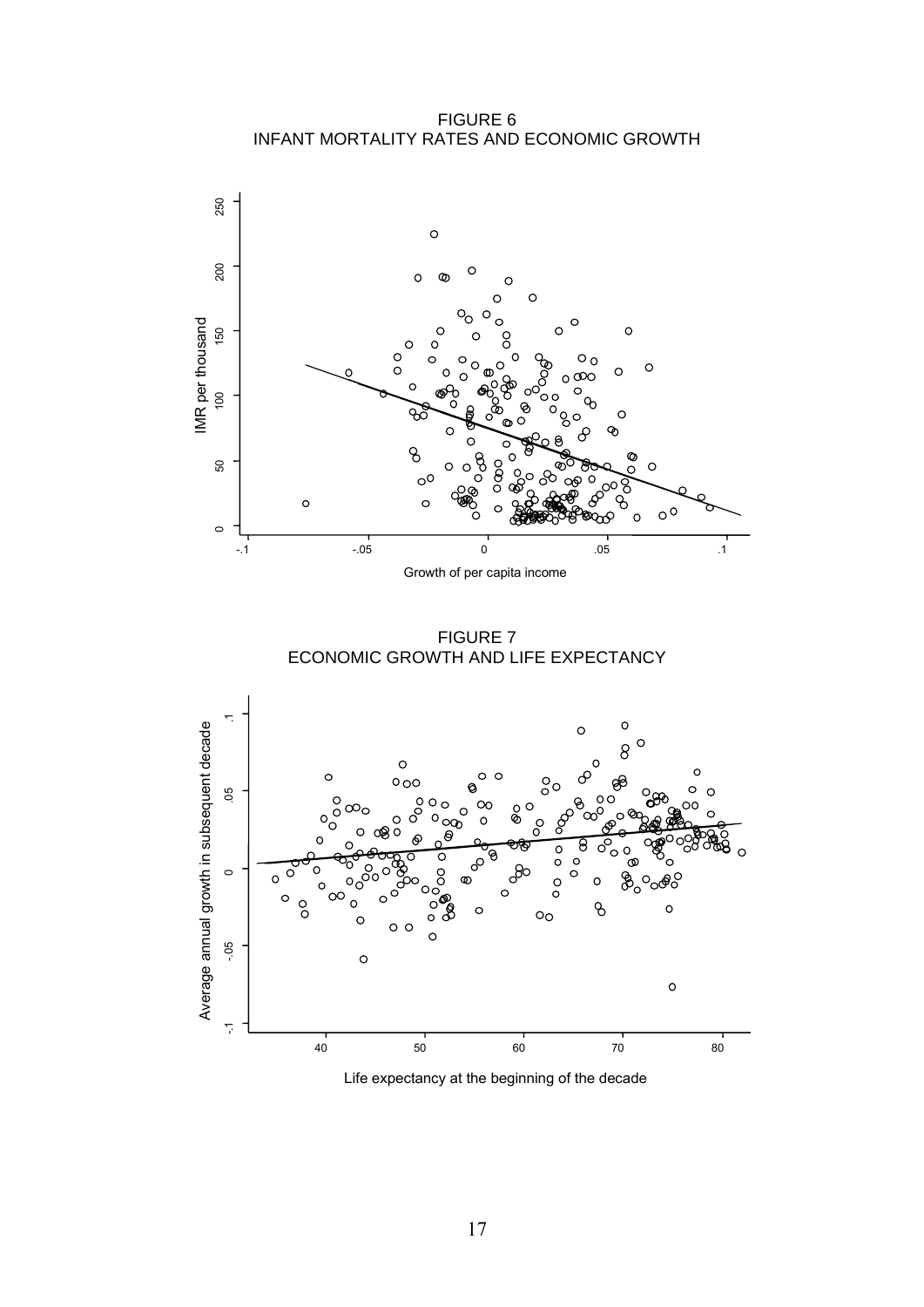FIGURE 6
INFANT MORTALITY RATES AND ECONOMIC GROWTH

FIGURE 7
ECONOMIC GROWTH AND LIFE EXPECTANCY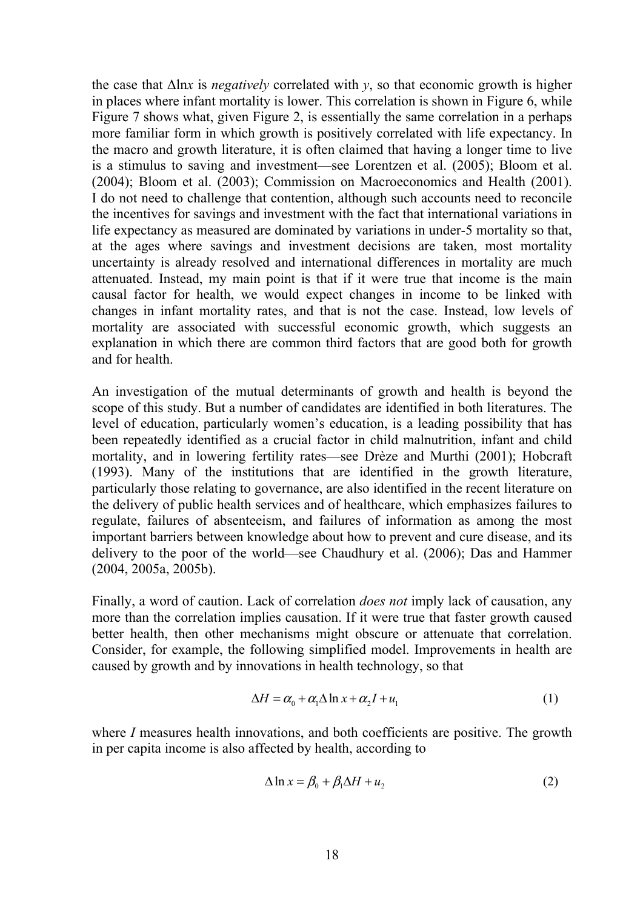the case that $\Delta \ln x$ is *negatively* correlated with $y$, so that economic growth is higher in places where infant mortality is lower. This correlation is shown in Figure 6, while Figure 7 shows what, given Figure 2, is essentially the same correlation in a perhaps more familiar form in which growth is positively correlated with life expectancy. In the macro and growth literature, it is often claimed that having a longer time to live is a stimulus to saving and investment—see Lorentzen et al. (2005); Bloom et al. (2004); Bloom et al. (2003); Commission on Macroeconomics and Health (2001). I do not need to challenge that contention, although such accounts need to reconcile the incentives for savings and investment with the fact that international variations in life expectancy as measured are dominated by variations in under-5 mortality so that, at the ages where savings and investment decisions are taken, most mortality uncertainty is already resolved and international differences in mortality are much attenuated. Instead, my main point is that if it were true that income is the main causal factor for health, we would expect changes in income to be linked with changes in infant mortality rates, and that is not the case. Instead, low levels of mortality are associated with successful economic growth, which suggests an explanation in which there are common third factors that are good both for growth and for health.

An investigation of the mutual determinants of growth and health is beyond the scope of this study. But a number of candidates are identified in both literatures. The level of education, particularly women's education, is a leading possibility that has been repeatedly identified as a crucial factor in child malnutrition, infant and child mortality, and in lowering fertility rates—see Drèze and Murthi (2001); Hobcraft (1993). Many of the institutions that are identified in the growth literature, particularly those relating to governance, are also identified in the recent literature on the delivery of public health services and of healthcare, which emphasizes failures to regulate, failures of absenteeism, and failures of information as among the most important barriers between knowledge about how to prevent and cure disease, and its delivery to the poor of the world—see Chaudhury et al. (2006); Das and Hammer (2004, 2005a, 2005b).

Finally, a word of caution. Lack of correlation *does not* imply lack of causation, any more than the correlation implies causation. If it were true that faster growth caused better health, then other mechanisms might obscure or attenuate that correlation. Consider, for example, the following simplified model. Improvements in health are caused by growth and by innovations in health technology, so that

$$\Delta H = \alpha_0 + \alpha_1 \Delta \ln x + \alpha_2 I + u_1 \tag{1}$$

where $I$ measures health innovations, and both coefficients are positive. The growth in per capita income is also affected by health, according to

$$\Delta \ln x = \beta_0 + \beta_1 \Delta H + u_2 \tag{2}$$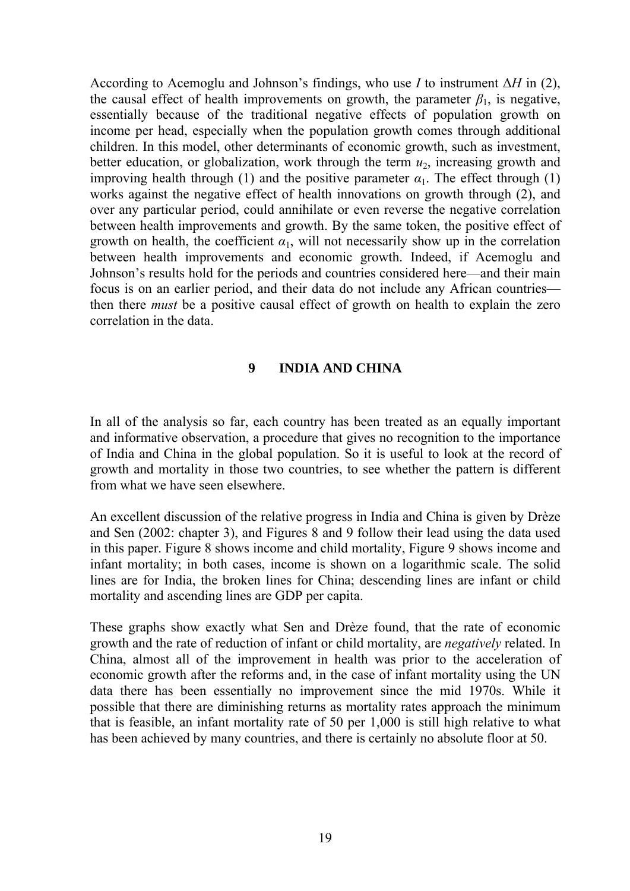According to Acemoglu and Johnson's findings, who use $I$ to instrument $\Delta H$ in (2), the causal effect of health improvements on growth, the parameter $\beta_1$, is negative, essentially because of the traditional negative effects of population growth on income per head, especially when the population growth comes through additional children. In this model, other determinants of economic growth, such as investment, better education, or globalization, work through the term $u_2$, increasing growth and improving health through (1) and the positive parameter $\alpha_1$. The effect through (1) works against the negative effect of health innovations on growth through (2), and over any particular period, could annihilate or even reverse the negative correlation between health improvements and growth. By the same token, the positive effect of growth on health, the coefficient $\alpha_1$, will not necessarily show up in the correlation between health improvements and economic growth. Indeed, if Acemoglu and Johnson's results hold for the periods and countries considered here—and their main focus is on an earlier period, and their data do not include any African countries—then there *must* be a positive causal effect of growth on health to explain the zero correlation in the data.

## 9 INDIA AND CHINA

In all of the analysis so far, each country has been treated as an equally important and informative observation, a procedure that gives no recognition to the importance of India and China in the global population. So it is useful to look at the record of growth and mortality in those two countries, to see whether the pattern is different from what we have seen elsewhere.

An excellent discussion of the relative progress in India and China is given by Drèze and Sen (2002: chapter 3), and Figures 8 and 9 follow their lead using the data used in this paper. Figure 8 shows income and child mortality, Figure 9 shows income and infant mortality; in both cases, income is shown on a logarithmic scale. The solid lines are for India, the broken lines for China; descending lines are infant or child mortality and ascending lines are GDP per capita.

These graphs show exactly what Sen and Drèze found, that the rate of economic growth and the rate of reduction of infant or child mortality, are *negatively* related. In China, almost all of the improvement in health was prior to the acceleration of economic growth after the reforms and, in the case of infant mortality using the UN data there has been essentially no improvement since the mid 1970s. While it possible that there are diminishing returns as mortality rates approach the minimum that is feasible, an infant mortality rate of 50 per 1,000 is still high relative to what has been achieved by many countries, and there is certainly no absolute floor at 50.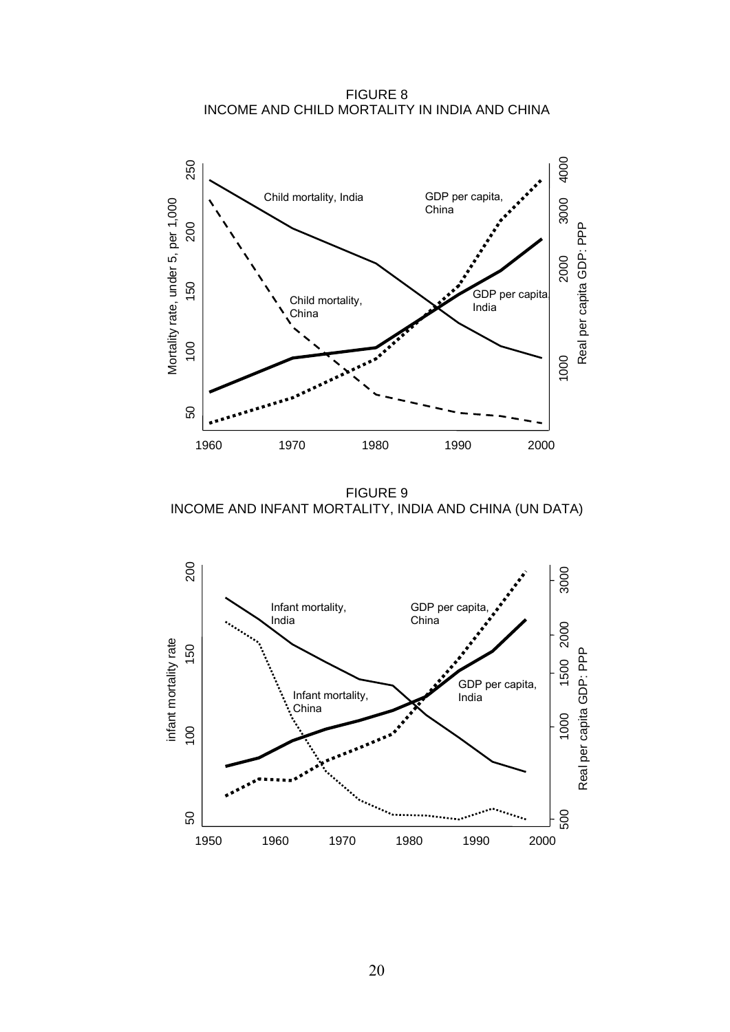FIGURE 8
INCOME AND CHILD MORTALITY IN INDIA AND CHINA

FIGURE 9
INCOME AND INFANT MORTALITY, INDIA AND CHINA (UN DATA)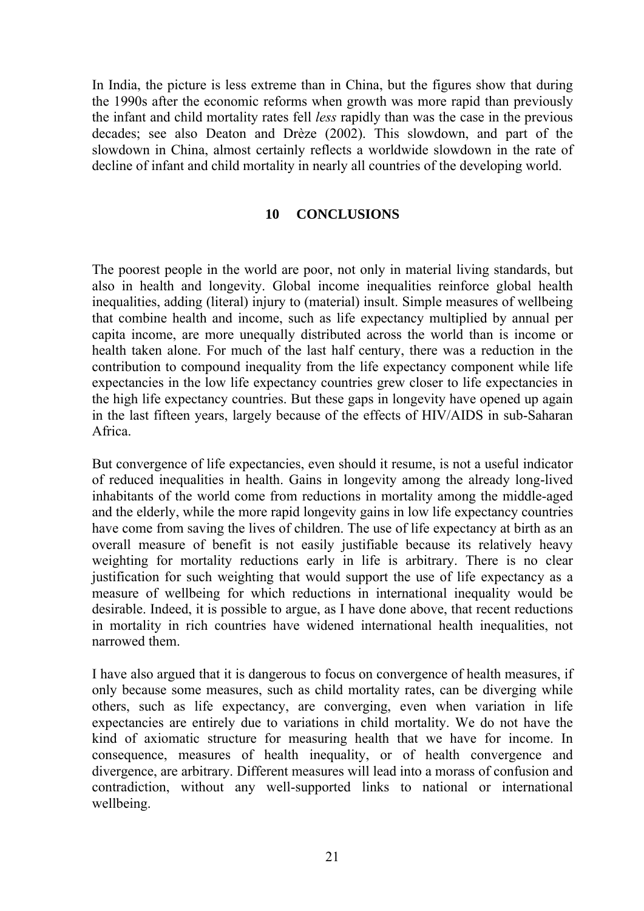In India, the picture is less extreme than in China, but the figures show that during the 1990s after the economic reforms when growth was more rapid than previously the infant and child mortality rates fell *less* rapidly than was the case in the previous decades; see also Deaton and Drèze (2002). This slowdown, and part of the slowdown in China, almost certainly reflects a worldwide slowdown in the rate of decline of infant and child mortality in nearly all countries of the developing world.

## 10 CONCLUSIONS

The poorest people in the world are poor, not only in material living standards, but also in health and longevity. Global income inequalities reinforce global health inequalities, adding (literal) injury to (material) insult. Simple measures of wellbeing that combine health and income, such as life expectancy multiplied by annual per capita income, are more unequally distributed across the world than is income or health taken alone. For much of the last half century, there was a reduction in the contribution to compound inequality from the life expectancy component while life expectancies in the low life expectancy countries grew closer to life expectancies in the high life expectancy countries. But these gaps in longevity have opened up again in the last fifteen years, largely because of the effects of HIV/AIDS in sub-Saharan Africa.

But convergence of life expectancies, even should it resume, is not a useful indicator of reduced inequalities in health. Gains in longevity among the already long-lived inhabitants of the world come from reductions in mortality among the middle-aged and the elderly, while the more rapid longevity gains in low life expectancy countries have come from saving the lives of children. The use of life expectancy at birth as an overall measure of benefit is not easily justifiable because its relatively heavy weighting for mortality reductions early in life is arbitrary. There is no clear justification for such weighting that would support the use of life expectancy as a measure of wellbeing for which reductions in international inequality would be desirable. Indeed, it is possible to argue, as I have done above, that recent reductions in mortality in rich countries have widened international health inequalities, not narrowed them.

I have also argued that it is dangerous to focus on convergence of health measures, if only because some measures, such as child mortality rates, can be diverging while others, such as life expectancy, are converging, even when variation in life expectancies are entirely due to variations in child mortality. We do not have the kind of axiomatic structure for measuring health that we have for income. In consequence, measures of health inequality, or of health convergence and divergence, are arbitrary. Different measures will lead into a morass of confusion and contradiction, without any well-supported links to national or international wellbeing.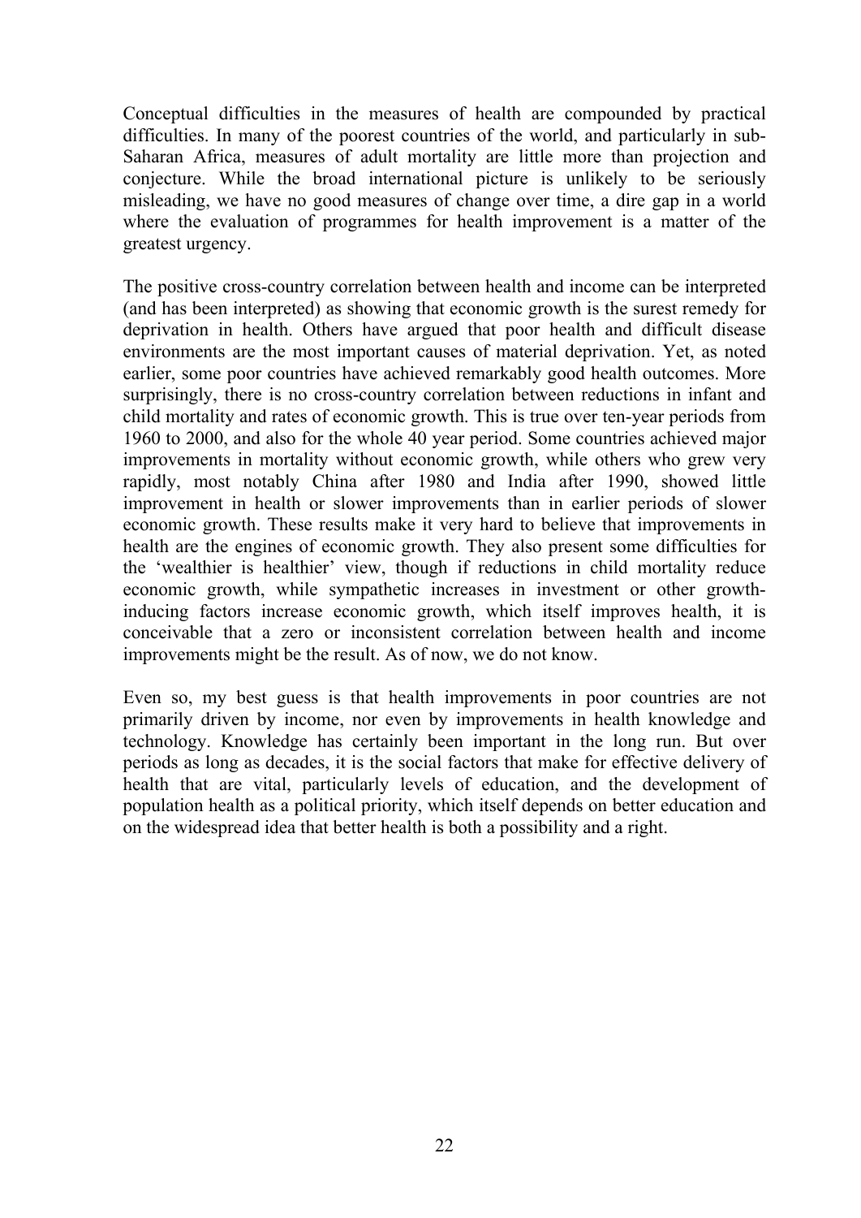Conceptual difficulties in the measures of health are compounded by practical difficulties. In many of the poorest countries of the world, and particularly in sub-Saharan Africa, measures of adult mortality are little more than projection and conjecture. While the broad international picture is unlikely to be seriously misleading, we have no good measures of change over time, a dire gap in a world where the evaluation of programmes for health improvement is a matter of the greatest urgency.

The positive cross-country correlation between health and income can be interpreted (and has been interpreted) as showing that economic growth is the surest remedy for deprivation in health. Others have argued that poor health and difficult disease environments are the most important causes of material deprivation. Yet, as noted earlier, some poor countries have achieved remarkably good health outcomes. More surprisingly, there is no cross-country correlation between reductions in infant and child mortality and rates of economic growth. This is true over ten-year periods from 1960 to 2000, and also for the whole 40 year period. Some countries achieved major improvements in mortality without economic growth, while others who grew very rapidly, most notably China after 1980 and India after 1990, showed little improvement in health or slower improvements than in earlier periods of slower economic growth. These results make it very hard to believe that improvements in health are the engines of economic growth. They also present some difficulties for the 'wealthier is healthier' view, though if reductions in child mortality reduce economic growth, while sympathetic increases in investment or other growth-inducing factors increase economic growth, which itself improves health, it is conceivable that a zero or inconsistent correlation between health and income improvements might be the result. As of now, we do not know.

Even so, my best guess is that health improvements in poor countries are not primarily driven by income, nor even by improvements in health knowledge and technology. Knowledge has certainly been important in the long run. But over periods as long as decades, it is the social factors that make for effective delivery of health that are vital, particularly levels of education, and the development of population health as a political priority, which itself depends on better education and on the widespread idea that better health is both a possibility and a right.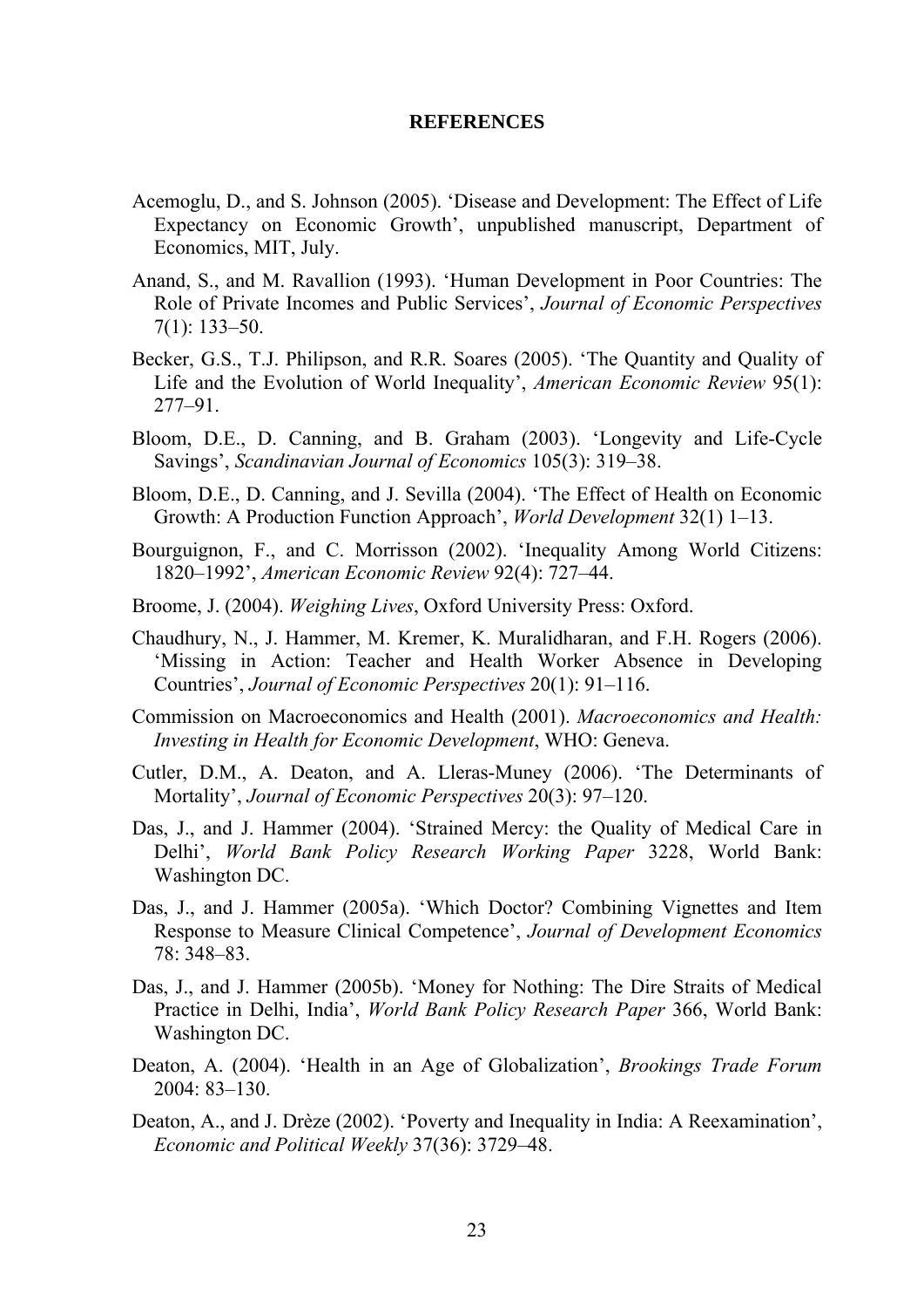**REFERENCES**

Acemoglu, D., and S. Johnson (2005). 'Disease and Development: The Effect of Life Expectancy on Economic Growth', unpublished manuscript, Department of Economics, MIT, July.

Anand, S., and M. Ravallion (1993). 'Human Development in Poor Countries: The Role of Private Incomes and Public Services', *Journal of Economic Perspectives* 7(1): 133–50.

Becker, G.S., T.J. Philipson, and R.R. Soares (2005). 'The Quantity and Quality of Life and the Evolution of World Inequality', *American Economic Review* 95(1): 277–91.

Bloom, D.E., D. Canning, and B. Graham (2003). 'Longevity and Life-Cycle Savings', *Scandinavian Journal of Economics* 105(3): 319–38.

Bloom, D.E., D. Canning, and J. Sevilla (2004). 'The Effect of Health on Economic Growth: A Production Function Approach', *World Development* 32(1) 1–13.

Bourguignon, F., and C. Morrisson (2002). 'Inequality Among World Citizens: 1820–1992', *American Economic Review* 92(4): 727–44.

Broome, J. (2004). *Weighing Lives*, Oxford University Press: Oxford.

Chaudhury, N., J. Hammer, M. Kremer, K. Muralidharan, and F.H. Rogers (2006). 'Missing in Action: Teacher and Health Worker Absence in Developing Countries', *Journal of Economic Perspectives* 20(1): 91–116.

Commission on Macroeconomics and Health (2001). *Macroeconomics and Health: Investing in Health for Economic Development*, WHO: Geneva.

Cutler, D.M., A. Deaton, and A. Lleras-Muney (2006). 'The Determinants of Mortality', *Journal of Economic Perspectives* 20(3): 97–120.

Das, J., and J. Hammer (2004). 'Strained Mercy: the Quality of Medical Care in Delhi', *World Bank Policy Research Working Paper* 3228, World Bank: Washington DC.

Das, J., and J. Hammer (2005a). 'Which Doctor? Combining Vignettes and Item Response to Measure Clinical Competence', *Journal of Development Economics* 78: 348–83.

Das, J., and J. Hammer (2005b). 'Money for Nothing: The Dire Straits of Medical Practice in Delhi, India', *World Bank Policy Research Paper* 366, World Bank: Washington DC.

Deaton, A. (2004). 'Health in an Age of Globalization', *Brookings Trade Forum* 2004: 83–130.

Deaton, A., and J. Drèze (2002). 'Poverty and Inequality in India: A Reexamination', *Economic and Political Weekly* 37(36): 3729–48.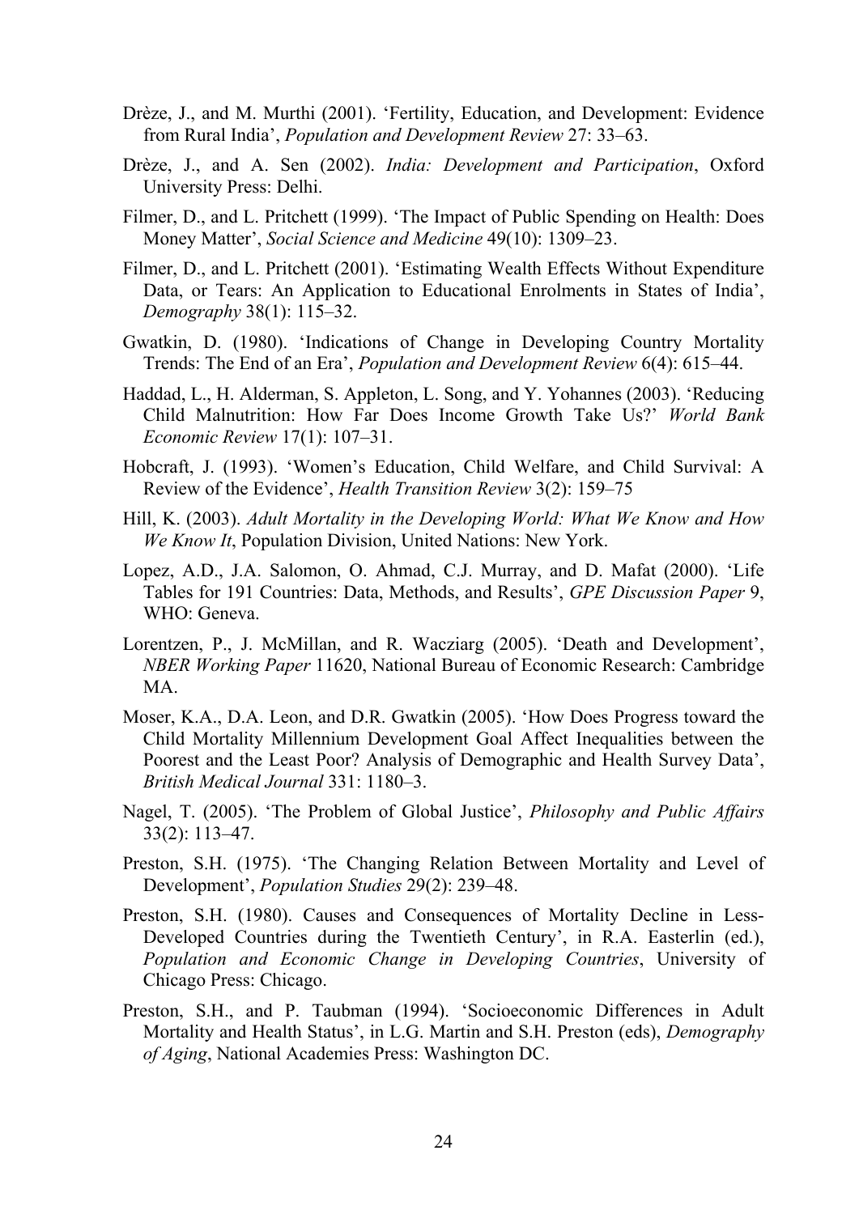Drèze, J., and M. Murthi (2001). 'Fertility, Education, and Development: Evidence from Rural India', *Population and Development Review* 27: 33–63.

Drèze, J., and A. Sen (2002). *India: Development and Participation*, Oxford University Press: Delhi.

Filmer, D., and L. Pritchett (1999). 'The Impact of Public Spending on Health: Does Money Matter', *Social Science and Medicine* 49(10): 1309–23.

Filmer, D., and L. Pritchett (2001). 'Estimating Wealth Effects Without Expenditure Data, or Tears: An Application to Educational Enrolments in States of India', *Demography* 38(1): 115–32.

Gwatkin, D. (1980). 'Indications of Change in Developing Country Mortality Trends: The End of an Era', *Population and Development Review* 6(4): 615–44.

Haddad, L., H. Alderman, S. Appleton, L. Song, and Y. Yohannes (2003). 'Reducing Child Malnutrition: How Far Does Income Growth Take Us?' *World Bank Economic Review* 17(1): 107–31.

Hobcraft, J. (1993). 'Women's Education, Child Welfare, and Child Survival: A Review of the Evidence', *Health Transition Review* 3(2): 159–75

Hill, K. (2003). *Adult Mortality in the Developing World: What We Know and How We Know It*, Population Division, United Nations: New York.

Lopez, A.D., J.A. Salomon, O. Ahmad, C.J. Murray, and D. Mafat (2000). 'Life Tables for 191 Countries: Data, Methods, and Results', *GPE Discussion Paper* 9, WHO: Geneva.

Lorentzen, P., J. McMillan, and R. Wacziarg (2005). 'Death and Development', *NBER Working Paper* 11620, National Bureau of Economic Research: Cambridge MA.

Moser, K.A., D.A. Leon, and D.R. Gwatkin (2005). 'How Does Progress toward the Child Mortality Millennium Development Goal Affect Inequalities between the Poorest and the Least Poor? Analysis of Demographic and Health Survey Data', *British Medical Journal* 331: 1180–3.

Nagel, T. (2005). 'The Problem of Global Justice', *Philosophy and Public Affairs* 33(2): 113–47.

Preston, S.H. (1975). 'The Changing Relation Between Mortality and Level of Development', *Population Studies* 29(2): 239–48.

Preston, S.H. (1980). Causes and Consequences of Mortality Decline in Less-Developed Countries during the Twentieth Century', in R.A. Easterlin (ed.), *Population and Economic Change in Developing Countries*, University of Chicago Press: Chicago.

Preston, S.H., and P. Taubman (1994). 'Socioeconomic Differences in Adult Mortality and Health Status', in L.G. Martin and S.H. Preston (eds), *Demography of Aging*, National Academies Press: Washington DC.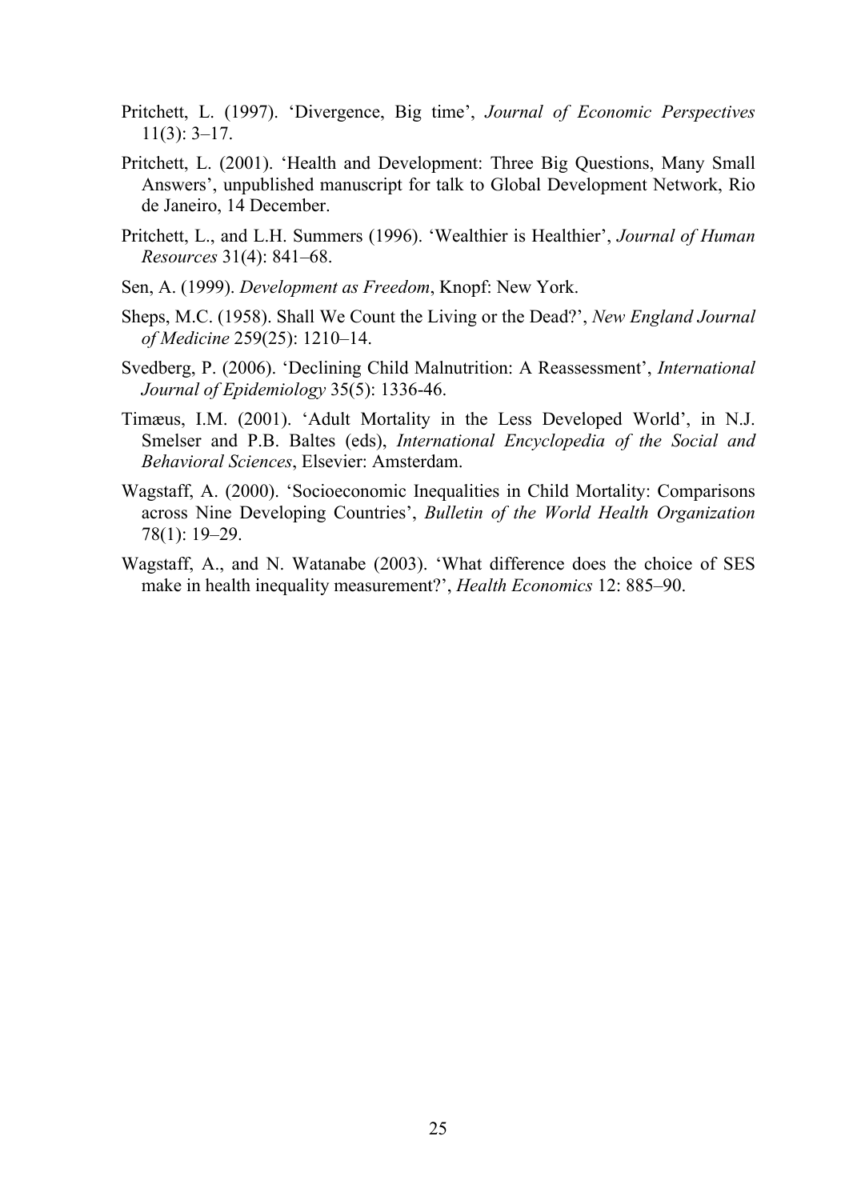Pritchett, L. (1997). 'Divergence, Big time', *Journal of Economic Perspectives* 11(3): 3–17.

Pritchett, L. (2001). 'Health and Development: Three Big Questions, Many Small Answers', unpublished manuscript for talk to Global Development Network, Rio de Janeiro, 14 December.

Pritchett, L., and L.H. Summers (1996). 'Wealthier is Healthier', *Journal of Human Resources* 31(4): 841–68.

Sen, A. (1999). *Development as Freedom*, Knopf: New York.

Sheps, M.C. (1958). Shall We Count the Living or the Dead?', *New England Journal of Medicine* 259(25): 1210–14.

Svedberg, P. (2006). 'Declining Child Malnutrition: A Reassessment', *International Journal of Epidemiology* 35(5): 1336-46.

Timæus, I.M. (2001). 'Adult Mortality in the Less Developed World', in N.J. Smelser and P.B. Baltes (eds), *International Encyclopedia of the Social and Behavioral Sciences*, Elsevier: Amsterdam.

Wagstaff, A. (2000). 'Socioeconomic Inequalities in Child Mortality: Comparisons across Nine Developing Countries', *Bulletin of the World Health Organization* 78(1): 19–29.

Wagstaff, A., and N. Watanabe (2003). 'What difference does the choice of SES make in health inequality measurement?', *Health Economics* 12: 885–90.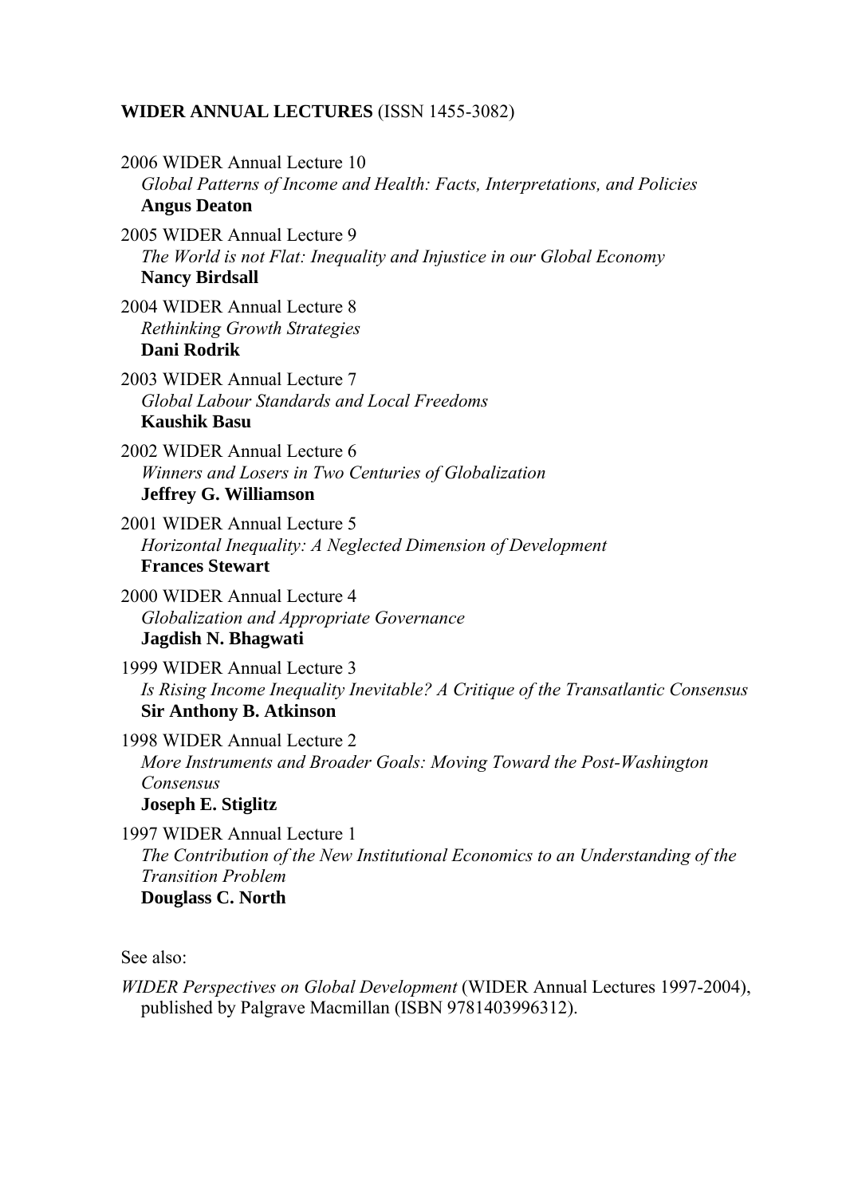**WIDER ANNUAL LECTURES** (ISSN 1455-3082)

2006 WIDER Annual Lecture 10
*Global Patterns of Income and Health: Facts, Interpretations, and Policies*
**Angus Deaton**

2005 WIDER Annual Lecture 9
*The World is not Flat: Inequality and Injustice in our Global Economy*
**Nancy Birdsall**

2004 WIDER Annual Lecture 8
*Rethinking Growth Strategies*
**Dani Rodrik**

2003 WIDER Annual Lecture 7
*Global Labour Standards and Local Freedoms*
**Kaushik Basu**

2002 WIDER Annual Lecture 6
*Winners and Losers in Two Centuries of Globalization*
**Jeffrey G. Williamson**

2001 WIDER Annual Lecture 5
*Horizontal Inequality: A Neglected Dimension of Development*
**Frances Stewart**

2000 WIDER Annual Lecture 4
*Globalization and Appropriate Governance*
**Jagdish N. Bhagwati**

1999 WIDER Annual Lecture 3
*Is Rising Income Inequality Inevitable? A Critique of the Transatlantic Consensus*
**Sir Anthony B. Atkinson**

1998 WIDER Annual Lecture 2
*More Instruments and Broader Goals: Moving Toward the Post-Washington Consensus*
**Joseph E. Stiglitz**

1997 WIDER Annual Lecture 1
*The Contribution of the New Institutional Economics to an Understanding of the Transition Problem*
**Douglass C. North**

See also:

*WIDER Perspectives on Global Development* (WIDER Annual Lectures 1997-2004), published by Palgrave Macmillan (ISBN 9781403996312).